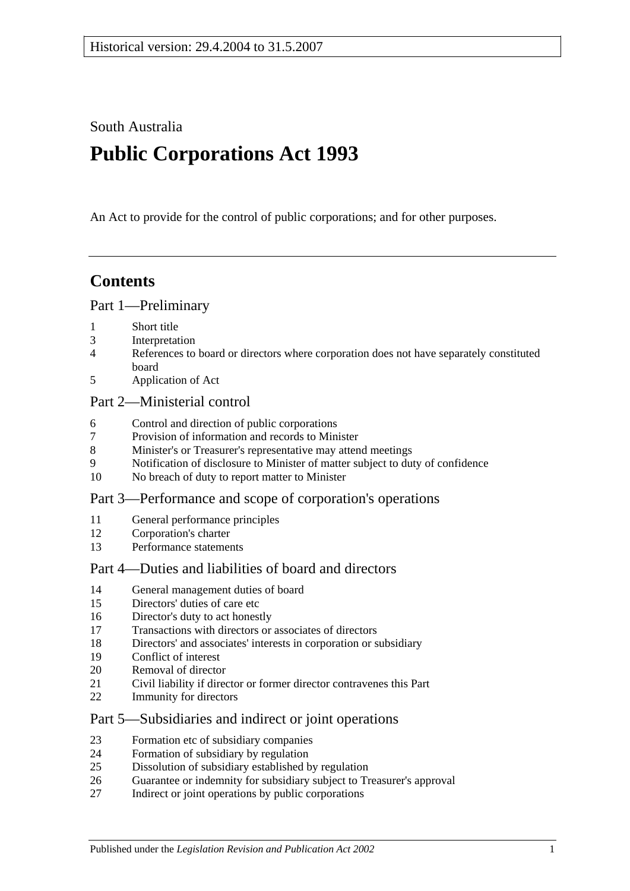Historical version: 29.4.2004 to 31.5.2007

South Australia

# Public Corporations Act 1993

An Act to provide for the control of public corporations; and for other purposes.

## Contents

### Part 1—Preliminary

1 Short title
3 Interpretation
4 References to board or directors where corporation does not have separately constituted board
5 Application of Act

### Part 2—Ministerial control

6 Control and direction of public corporations
7 Provision of information and records to Minister
8 Minister's or Treasurer's representative may attend meetings
9 Notification of disclosure to Minister of matter subject to duty of confidence
10 No breach of duty to report matter to Minister

### Part 3—Performance and scope of corporation's operations

11 General performance principles
12 Corporation's charter
13 Performance statements

### Part 4—Duties and liabilities of board and directors

14 General management duties of board
15 Directors' duties of care etc
16 Director's duty to act honestly
17 Transactions with directors or associates of directors
18 Directors' and associates' interests in corporation or subsidiary
19 Conflict of interest
20 Removal of director
21 Civil liability if director or former director contravenes this Part
22 Immunity for directors

### Part 5—Subsidiaries and indirect or joint operations

23 Formation etc of subsidiary companies
24 Formation of subsidiary by regulation
25 Dissolution of subsidiary established by regulation
26 Guarantee or indemnity for subsidiary subject to Treasurer's approval
27 Indirect or joint operations by public corporations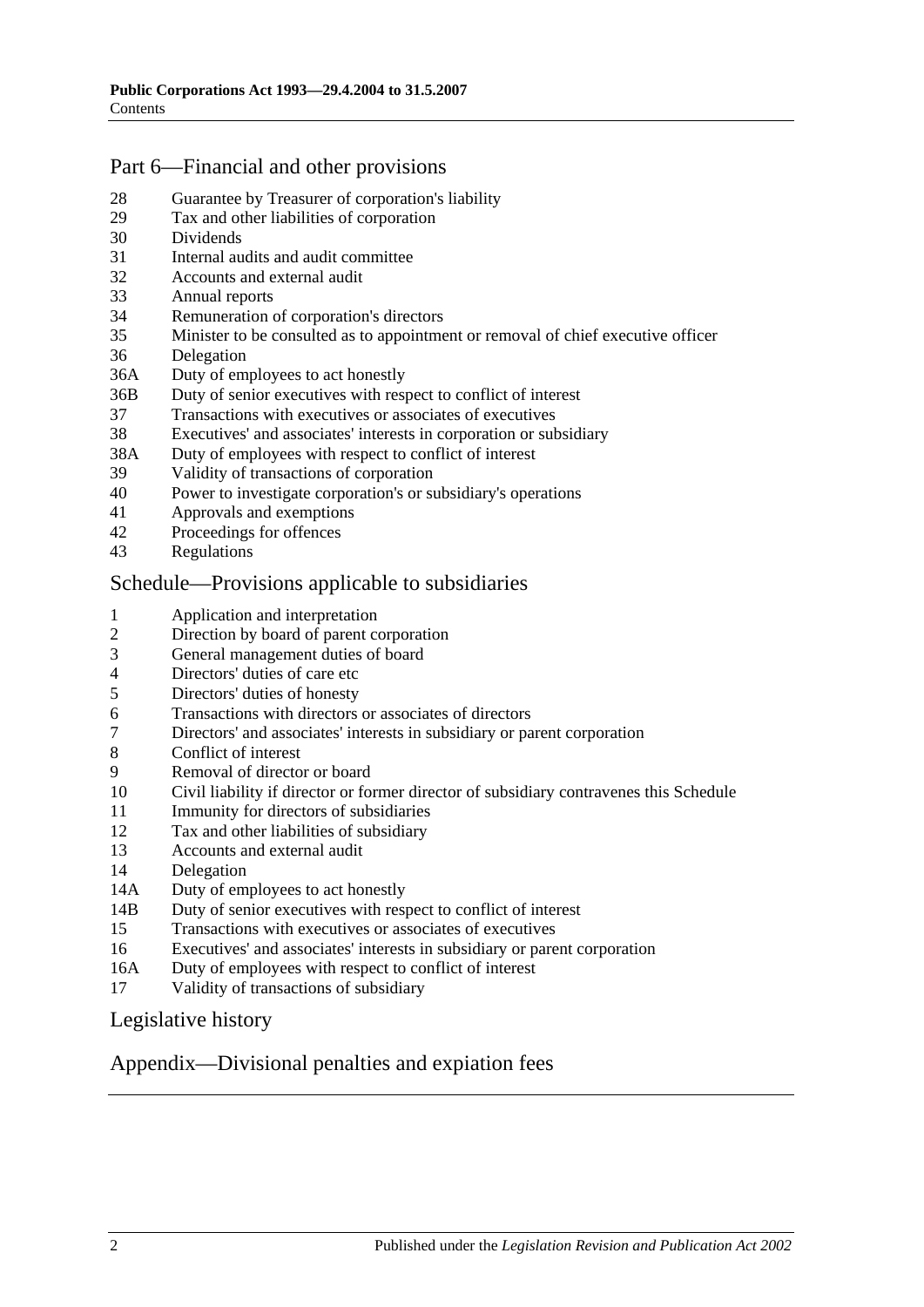## Part 6—Financial and other provisions

28 Guarantee by Treasurer of corporation's liability
29 Tax and other liabilities of corporation
30 Dividends
31 Internal audits and audit committee
32 Accounts and external audit
33 Annual reports
34 Remuneration of corporation's directors
35 Minister to be consulted as to appointment or removal of chief executive officer
36 Delegation
36A Duty of employees to act honestly
36B Duty of senior executives with respect to conflict of interest
37 Transactions with executives or associates of executives
38 Executives' and associates' interests in corporation or subsidiary
38A Duty of employees with respect to conflict of interest
39 Validity of transactions of corporation
40 Power to investigate corporation's or subsidiary's operations
41 Approvals and exemptions
42 Proceedings for offences
43 Regulations

## Schedule—Provisions applicable to subsidiaries

1 Application and interpretation
2 Direction by board of parent corporation
3 General management duties of board
4 Directors' duties of care etc
5 Directors' duties of honesty
6 Transactions with directors or associates of directors
7 Directors' and associates' interests in subsidiary or parent corporation
8 Conflict of interest
9 Removal of director or board
10 Civil liability if director or former director of subsidiary contravenes this Schedule
11 Immunity for directors of subsidiaries
12 Tax and other liabilities of subsidiary
13 Accounts and external audit
14 Delegation
14A Duty of employees to act honestly
14B Duty of senior executives with respect to conflict of interest
15 Transactions with executives or associates of executives
16 Executives' and associates' interests in subsidiary or parent corporation
16A Duty of employees with respect to conflict of interest
17 Validity of transactions of subsidiary

## Legislative history

## Appendix—Divisional penalties and expiation fees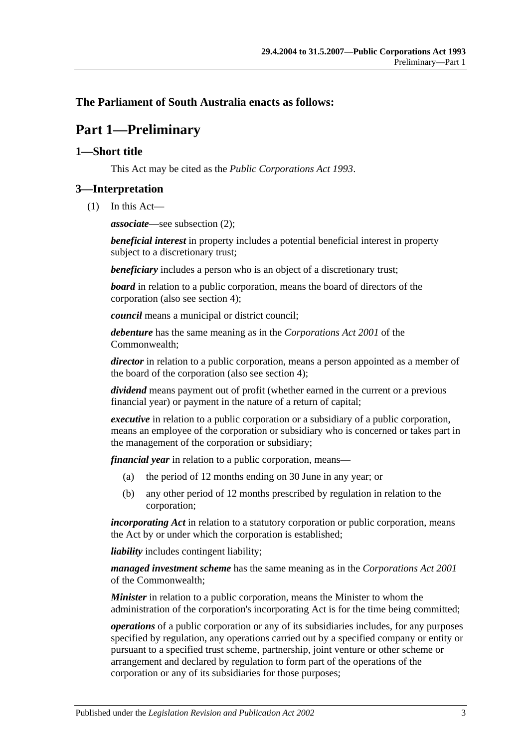**The Parliament of South Australia enacts as follows:**

# Part 1—Preliminary

## 1—Short title

This Act may be cited as the *Public Corporations Act 1993*.

## 3—Interpretation

(1) In this Act—

***associate***—see subsection (2);

***beneficial interest*** in property includes a potential beneficial interest in property subject to a discretionary trust;

***beneficiary*** includes a person who is an object of a discretionary trust;

***board*** in relation to a public corporation, means the board of directors of the corporation (also see section 4);

***council*** means a municipal or district council;

***debenture*** has the same meaning as in the *Corporations Act 2001* of the Commonwealth;

***director*** in relation to a public corporation, means a person appointed as a member of the board of the corporation (also see section 4);

***dividend*** means payment out of profit (whether earned in the current or a previous financial year) or payment in the nature of a return of capital;

***executive*** in relation to a public corporation or a subsidiary of a public corporation, means an employee of the corporation or subsidiary who is concerned or takes part in the management of the corporation or subsidiary;

***financial year*** in relation to a public corporation, means—

- (a) the period of 12 months ending on 30 June in any year; or
- (b) any other period of 12 months prescribed by regulation in relation to the corporation;

***incorporating Act*** in relation to a statutory corporation or public corporation, means the Act by or under which the corporation is established;

***liability*** includes contingent liability;

***managed investment scheme*** has the same meaning as in the *Corporations Act 2001* of the Commonwealth;

***Minister*** in relation to a public corporation, means the Minister to whom the administration of the corporation's incorporating Act is for the time being committed;

***operations*** of a public corporation or any of its subsidiaries includes, for any purposes specified by regulation, any operations carried out by a specified company or entity or pursuant to a specified trust scheme, partnership, joint venture or other scheme or arrangement and declared by regulation to form part of the operations of the corporation or any of its subsidiaries for those purposes;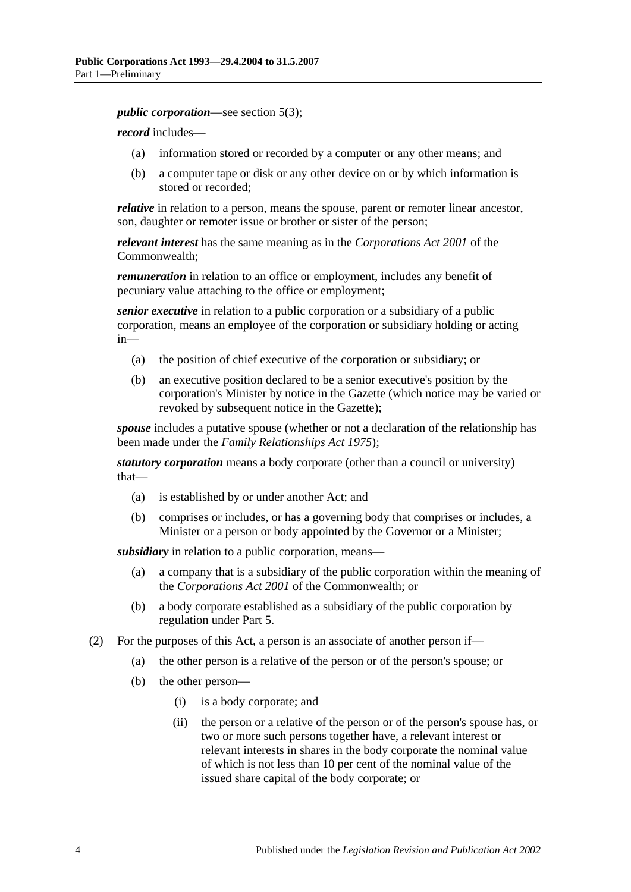***public corporation***—see section 5(3);

***record*** includes—

- (a) information stored or recorded by a computer or any other means; and
- (b) a computer tape or disk or any other device on or by which information is stored or recorded;

***relative*** in relation to a person, means the spouse, parent or remoter linear ancestor, son, daughter or remoter issue or brother or sister of the person;

***relevant interest*** has the same meaning as in the *Corporations Act 2001* of the Commonwealth;

***remuneration*** in relation to an office or employment, includes any benefit of pecuniary value attaching to the office or employment;

***senior executive*** in relation to a public corporation or a subsidiary of a public corporation, means an employee of the corporation or subsidiary holding or acting in—

- (a) the position of chief executive of the corporation or subsidiary; or
- (b) an executive position declared to be a senior executive's position by the corporation's Minister by notice in the Gazette (which notice may be varied or revoked by subsequent notice in the Gazette);

***spouse*** includes a putative spouse (whether or not a declaration of the relationship has been made under the *Family Relationships Act 1975*);

***statutory corporation*** means a body corporate (other than a council or university) that—

- (a) is established by or under another Act; and
- (b) comprises or includes, or has a governing body that comprises or includes, a Minister or a person or body appointed by the Governor or a Minister;

***subsidiary*** in relation to a public corporation, means—

- (a) a company that is a subsidiary of the public corporation within the meaning of the *Corporations Act 2001* of the Commonwealth; or
- (b) a body corporate established as a subsidiary of the public corporation by regulation under Part 5.

(2) For the purposes of this Act, a person is an associate of another person if—

- (a) the other person is a relative of the person or of the person's spouse; or
- (b) the other person—
  - (i) is a body corporate; and
  - (ii) the person or a relative of the person or of the person's spouse has, or two or more such persons together have, a relevant interest or relevant interests in shares in the body corporate the nominal value of which is not less than 10 per cent of the nominal value of the issued share capital of the body corporate; or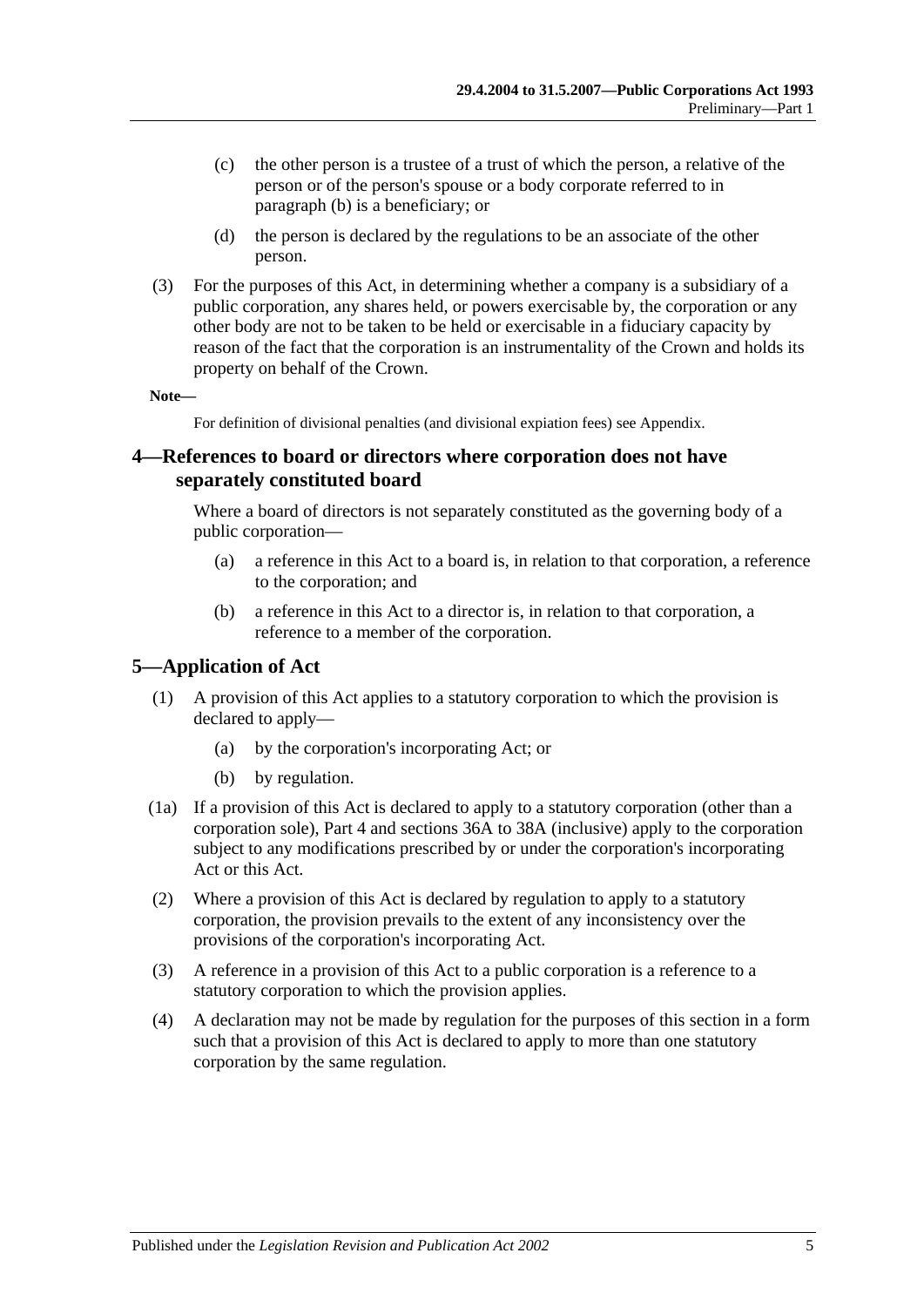(c) the other person is a trustee of a trust of which the person, a relative of the person or of the person's spouse or a body corporate referred to in paragraph (b) is a beneficiary; or

(d) the person is declared by the regulations to be an associate of the other person.

(3) For the purposes of this Act, in determining whether a company is a subsidiary of a public corporation, any shares held, or powers exercisable by, the corporation or any other body are not to be taken to be held or exercisable in a fiduciary capacity by reason of the fact that the corporation is an instrumentality of the Crown and holds its property on behalf of the Crown.

**Note—**

For definition of divisional penalties (and divisional expiation fees) see Appendix.

## 4—References to board or directors where corporation does not have separately constituted board

Where a board of directors is not separately constituted as the governing body of a public corporation—

(a) a reference in this Act to a board is, in relation to that corporation, a reference to the corporation; and

(b) a reference in this Act to a director is, in relation to that corporation, a reference to a member of the corporation.

## 5—Application of Act

(1) A provision of this Act applies to a statutory corporation to which the provision is declared to apply—

(a) by the corporation's incorporating Act; or

(b) by regulation.

(1a) If a provision of this Act is declared to apply to a statutory corporation (other than a corporation sole), Part 4 and sections 36A to 38A (inclusive) apply to the corporation subject to any modifications prescribed by or under the corporation's incorporating Act or this Act.

(2) Where a provision of this Act is declared by regulation to apply to a statutory corporation, the provision prevails to the extent of any inconsistency over the provisions of the corporation's incorporating Act.

(3) A reference in a provision of this Act to a public corporation is a reference to a statutory corporation to which the provision applies.

(4) A declaration may not be made by regulation for the purposes of this section in a form such that a provision of this Act is declared to apply to more than one statutory corporation by the same regulation.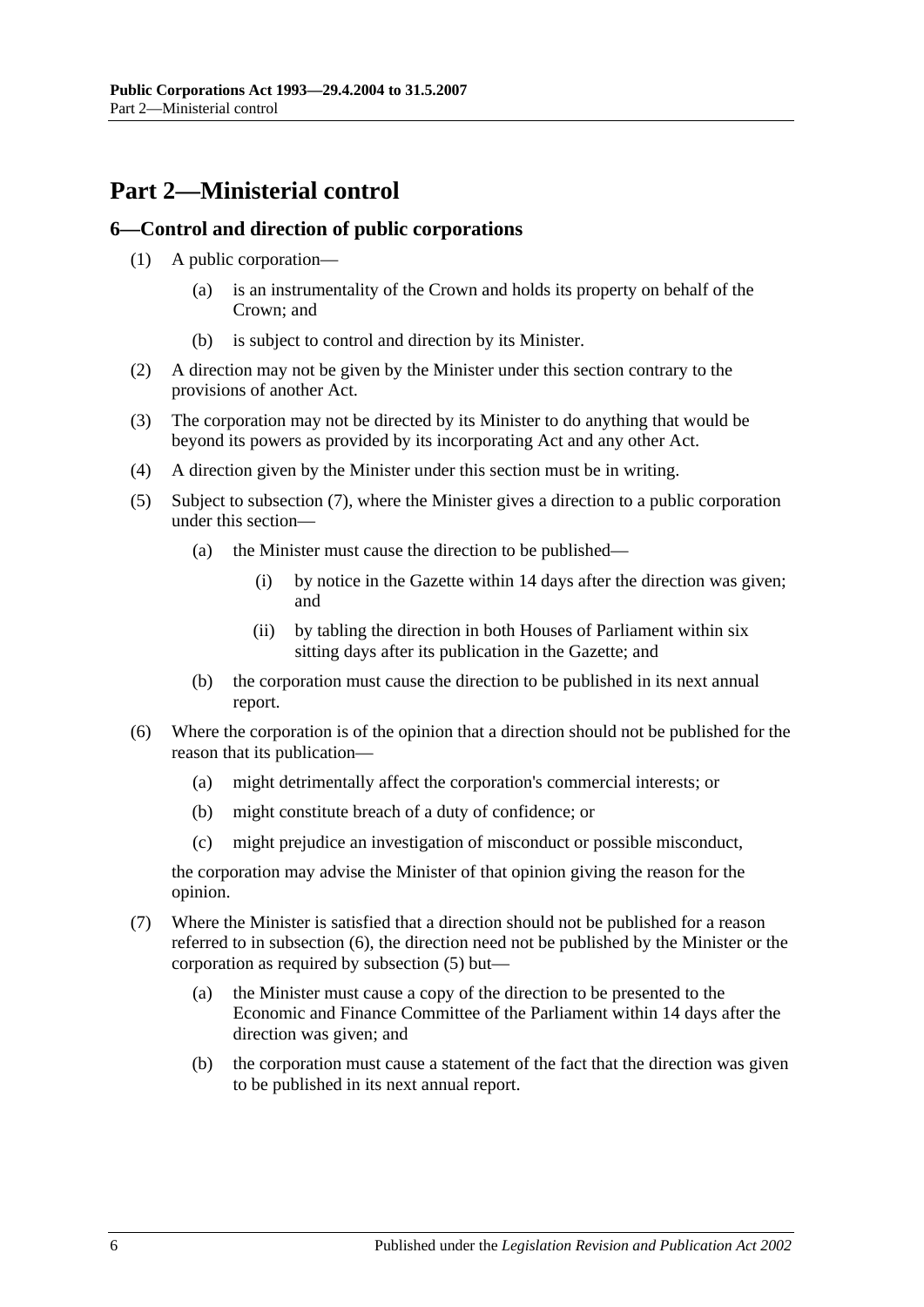# Part 2—Ministerial control

## 6—Control and direction of public corporations

(1) A public corporation—

  (a) is an instrumentality of the Crown and holds its property on behalf of the Crown; and

  (b) is subject to control and direction by its Minister.

(2) A direction may not be given by the Minister under this section contrary to the provisions of another Act.

(3) The corporation may not be directed by its Minister to do anything that would be beyond its powers as provided by its incorporating Act and any other Act.

(4) A direction given by the Minister under this section must be in writing.

(5) Subject to subsection (7), where the Minister gives a direction to a public corporation under this section—

  (a) the Minister must cause the direction to be published—

    (i) by notice in the Gazette within 14 days after the direction was given; and

    (ii) by tabling the direction in both Houses of Parliament within six sitting days after its publication in the Gazette; and

  (b) the corporation must cause the direction to be published in its next annual report.

(6) Where the corporation is of the opinion that a direction should not be published for the reason that its publication—

  (a) might detrimentally affect the corporation's commercial interests; or

  (b) might constitute breach of a duty of confidence; or

  (c) might prejudice an investigation of misconduct or possible misconduct,

the corporation may advise the Minister of that opinion giving the reason for the opinion.

(7) Where the Minister is satisfied that a direction should not be published for a reason referred to in subsection (6), the direction need not be published by the Minister or the corporation as required by subsection (5) but—

  (a) the Minister must cause a copy of the direction to be presented to the Economic and Finance Committee of the Parliament within 14 days after the direction was given; and

  (b) the corporation must cause a statement of the fact that the direction was given to be published in its next annual report.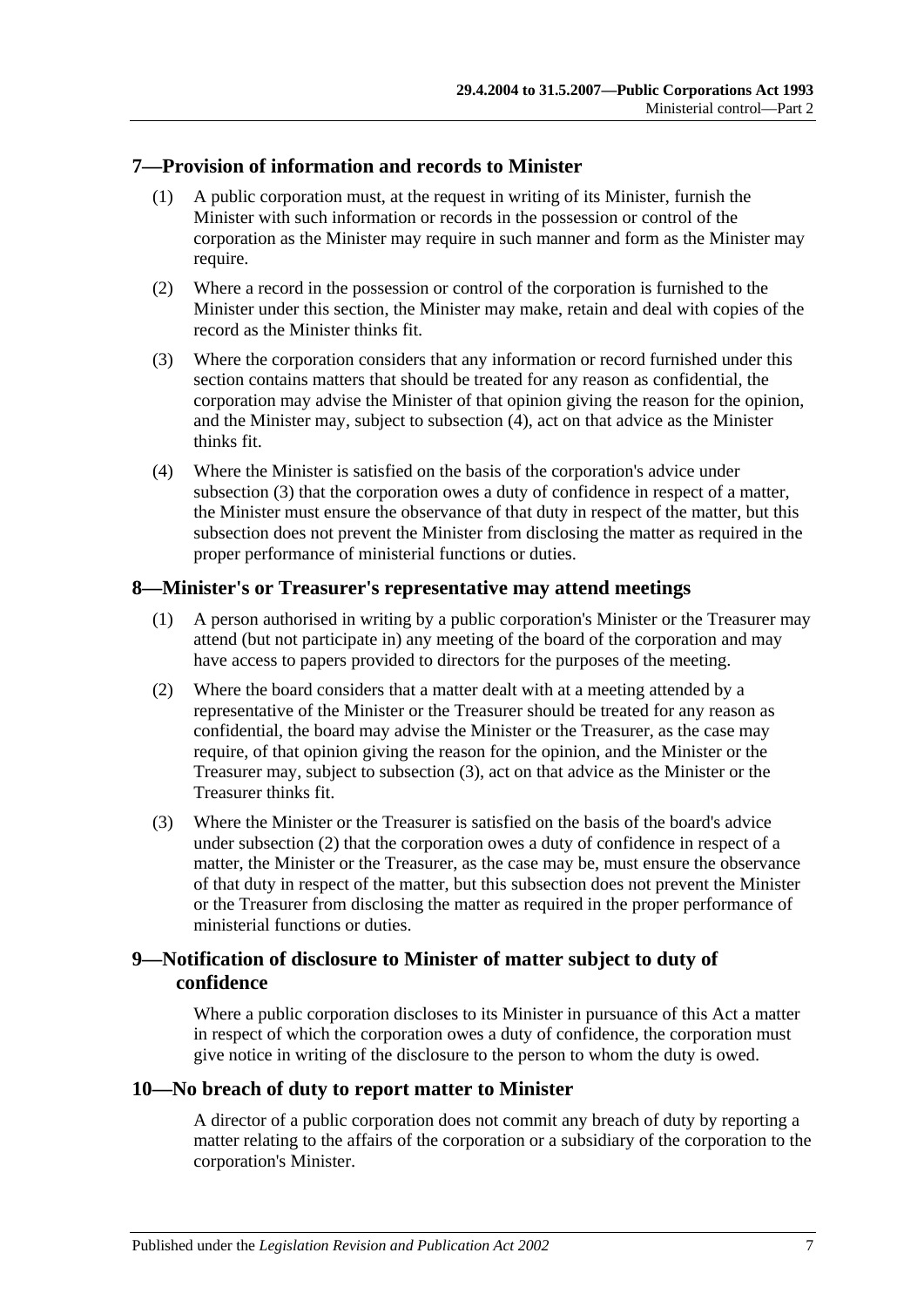## 7—Provision of information and records to Minister

(1) A public corporation must, at the request in writing of its Minister, furnish the Minister with such information or records in the possession or control of the corporation as the Minister may require in such manner and form as the Minister may require.

(2) Where a record in the possession or control of the corporation is furnished to the Minister under this section, the Minister may make, retain and deal with copies of the record as the Minister thinks fit.

(3) Where the corporation considers that any information or record furnished under this section contains matters that should be treated for any reason as confidential, the corporation may advise the Minister of that opinion giving the reason for the opinion, and the Minister may, subject to subsection (4), act on that advice as the Minister thinks fit.

(4) Where the Minister is satisfied on the basis of the corporation's advice under subsection (3) that the corporation owes a duty of confidence in respect of a matter, the Minister must ensure the observance of that duty in respect of the matter, but this subsection does not prevent the Minister from disclosing the matter as required in the proper performance of ministerial functions or duties.

## 8—Minister's or Treasurer's representative may attend meetings

(1) A person authorised in writing by a public corporation's Minister or the Treasurer may attend (but not participate in) any meeting of the board of the corporation and may have access to papers provided to directors for the purposes of the meeting.

(2) Where the board considers that a matter dealt with at a meeting attended by a representative of the Minister or the Treasurer should be treated for any reason as confidential, the board may advise the Minister or the Treasurer, as the case may require, of that opinion giving the reason for the opinion, and the Minister or the Treasurer may, subject to subsection (3), act on that advice as the Minister or the Treasurer thinks fit.

(3) Where the Minister or the Treasurer is satisfied on the basis of the board's advice under subsection (2) that the corporation owes a duty of confidence in respect of a matter, the Minister or the Treasurer, as the case may be, must ensure the observance of that duty in respect of the matter, but this subsection does not prevent the Minister or the Treasurer from disclosing the matter as required in the proper performance of ministerial functions or duties.

## 9—Notification of disclosure to Minister of matter subject to duty of confidence

Where a public corporation discloses to its Minister in pursuance of this Act a matter in respect of which the corporation owes a duty of confidence, the corporation must give notice in writing of the disclosure to the person to whom the duty is owed.

## 10—No breach of duty to report matter to Minister

A director of a public corporation does not commit any breach of duty by reporting a matter relating to the affairs of the corporation or a subsidiary of the corporation to the corporation's Minister.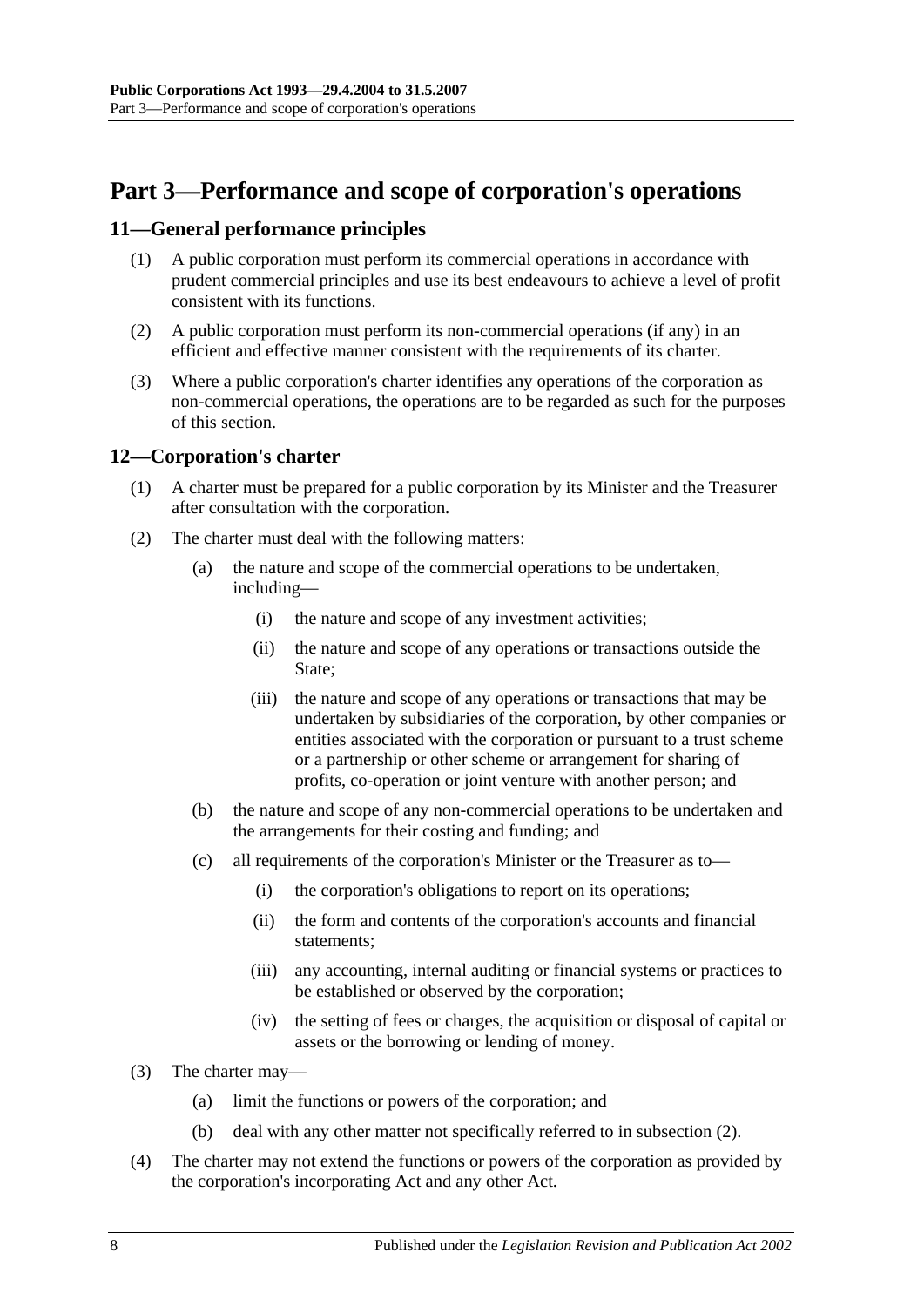# Part 3—Performance and scope of corporation's operations

## 11—General performance principles

(1) A public corporation must perform its commercial operations in accordance with prudent commercial principles and use its best endeavours to achieve a level of profit consistent with its functions.

(2) A public corporation must perform its non-commercial operations (if any) in an efficient and effective manner consistent with the requirements of its charter.

(3) Where a public corporation's charter identifies any operations of the corporation as non-commercial operations, the operations are to be regarded as such for the purposes of this section.

## 12—Corporation's charter

(1) A charter must be prepared for a public corporation by its Minister and the Treasurer after consultation with the corporation.

(2) The charter must deal with the following matters:

(a) the nature and scope of the commercial operations to be undertaken, including—

(i) the nature and scope of any investment activities;

(ii) the nature and scope of any operations or transactions outside the State;

(iii) the nature and scope of any operations or transactions that may be undertaken by subsidiaries of the corporation, by other companies or entities associated with the corporation or pursuant to a trust scheme or a partnership or other scheme or arrangement for sharing of profits, co-operation or joint venture with another person; and

(b) the nature and scope of any non-commercial operations to be undertaken and the arrangements for their costing and funding; and

(c) all requirements of the corporation's Minister or the Treasurer as to—

(i) the corporation's obligations to report on its operations;

(ii) the form and contents of the corporation's accounts and financial statements;

(iii) any accounting, internal auditing or financial systems or practices to be established or observed by the corporation;

(iv) the setting of fees or charges, the acquisition or disposal of capital or assets or the borrowing or lending of money.

(3) The charter may—

(a) limit the functions or powers of the corporation; and

(b) deal with any other matter not specifically referred to in subsection (2).

(4) The charter may not extend the functions or powers of the corporation as provided by the corporation's incorporating Act and any other Act.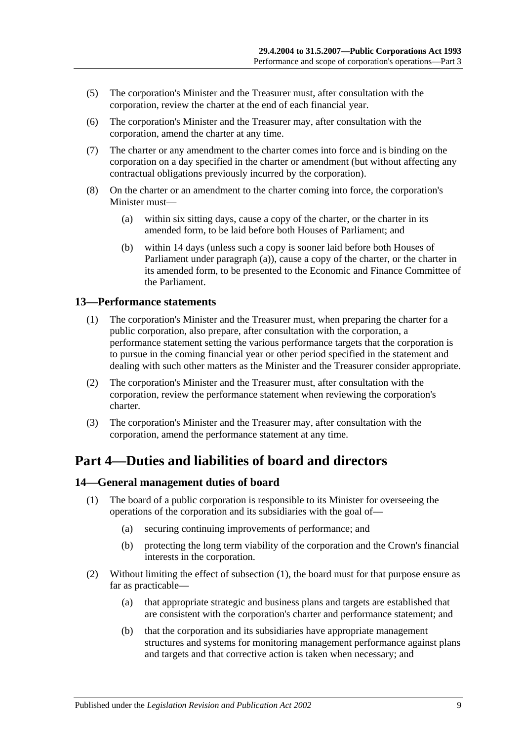(5) The corporation's Minister and the Treasurer must, after consultation with the corporation, review the charter at the end of each financial year.

(6) The corporation's Minister and the Treasurer may, after consultation with the corporation, amend the charter at any time.

(7) The charter or any amendment to the charter comes into force and is binding on the corporation on a day specified in the charter or amendment (but without affecting any contractual obligations previously incurred by the corporation).

(8) On the charter or an amendment to the charter coming into force, the corporation's Minister must—

(a) within six sitting days, cause a copy of the charter, or the charter in its amended form, to be laid before both Houses of Parliament; and

(b) within 14 days (unless such a copy is sooner laid before both Houses of Parliament under paragraph (a)), cause a copy of the charter, or the charter in its amended form, to be presented to the Economic and Finance Committee of the Parliament.

### 13—Performance statements

(1) The corporation's Minister and the Treasurer must, when preparing the charter for a public corporation, also prepare, after consultation with the corporation, a performance statement setting the various performance targets that the corporation is to pursue in the coming financial year or other period specified in the statement and dealing with such other matters as the Minister and the Treasurer consider appropriate.

(2) The corporation's Minister and the Treasurer must, after consultation with the corporation, review the performance statement when reviewing the corporation's charter.

(3) The corporation's Minister and the Treasurer may, after consultation with the corporation, amend the performance statement at any time.

## Part 4—Duties and liabilities of board and directors

### 14—General management duties of board

(1) The board of a public corporation is responsible to its Minister for overseeing the operations of the corporation and its subsidiaries with the goal of—

(a) securing continuing improvements of performance; and

(b) protecting the long term viability of the corporation and the Crown's financial interests in the corporation.

(2) Without limiting the effect of subsection (1), the board must for that purpose ensure as far as practicable—

(a) that appropriate strategic and business plans and targets are established that are consistent with the corporation's charter and performance statement; and

(b) that the corporation and its subsidiaries have appropriate management structures and systems for monitoring management performance against plans and targets and that corrective action is taken when necessary; and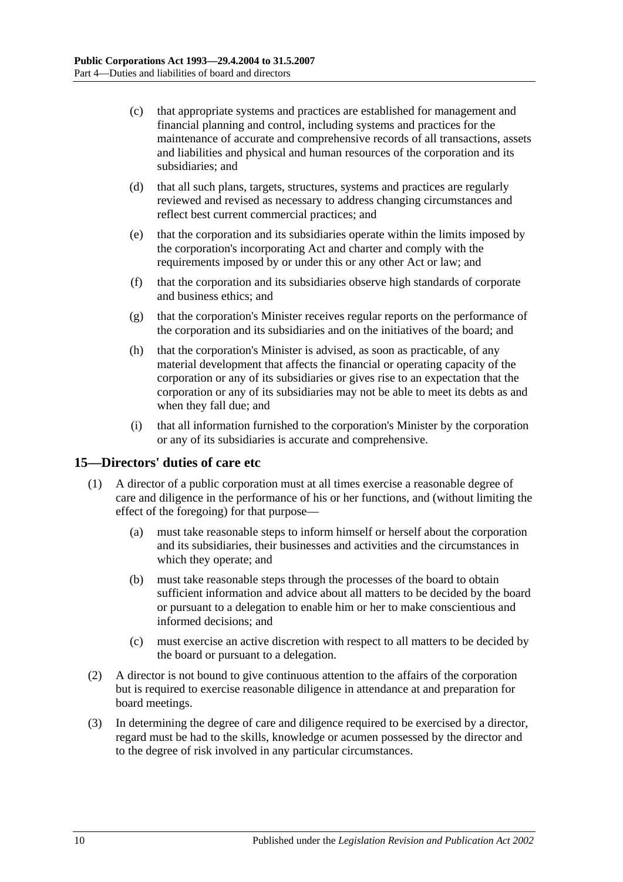(c) that appropriate systems and practices are established for management and financial planning and control, including systems and practices for the maintenance of accurate and comprehensive records of all transactions, assets and liabilities and physical and human resources of the corporation and its subsidiaries; and

(d) that all such plans, targets, structures, systems and practices are regularly reviewed and revised as necessary to address changing circumstances and reflect best current commercial practices; and

(e) that the corporation and its subsidiaries operate within the limits imposed by the corporation's incorporating Act and charter and comply with the requirements imposed by or under this or any other Act or law; and

(f) that the corporation and its subsidiaries observe high standards of corporate and business ethics; and

(g) that the corporation's Minister receives regular reports on the performance of the corporation and its subsidiaries and on the initiatives of the board; and

(h) that the corporation's Minister is advised, as soon as practicable, of any material development that affects the financial or operating capacity of the corporation or any of its subsidiaries or gives rise to an expectation that the corporation or any of its subsidiaries may not be able to meet its debts as and when they fall due; and

(i) that all information furnished to the corporation's Minister by the corporation or any of its subsidiaries is accurate and comprehensive.

## 15—Directors' duties of care etc

(1) A director of a public corporation must at all times exercise a reasonable degree of care and diligence in the performance of his or her functions, and (without limiting the effect of the foregoing) for that purpose—

(a) must take reasonable steps to inform himself or herself about the corporation and its subsidiaries, their businesses and activities and the circumstances in which they operate; and

(b) must take reasonable steps through the processes of the board to obtain sufficient information and advice about all matters to be decided by the board or pursuant to a delegation to enable him or her to make conscientious and informed decisions; and

(c) must exercise an active discretion with respect to all matters to be decided by the board or pursuant to a delegation.

(2) A director is not bound to give continuous attention to the affairs of the corporation but is required to exercise reasonable diligence in attendance at and preparation for board meetings.

(3) In determining the degree of care and diligence required to be exercised by a director, regard must be had to the skills, knowledge or acumen possessed by the director and to the degree of risk involved in any particular circumstances.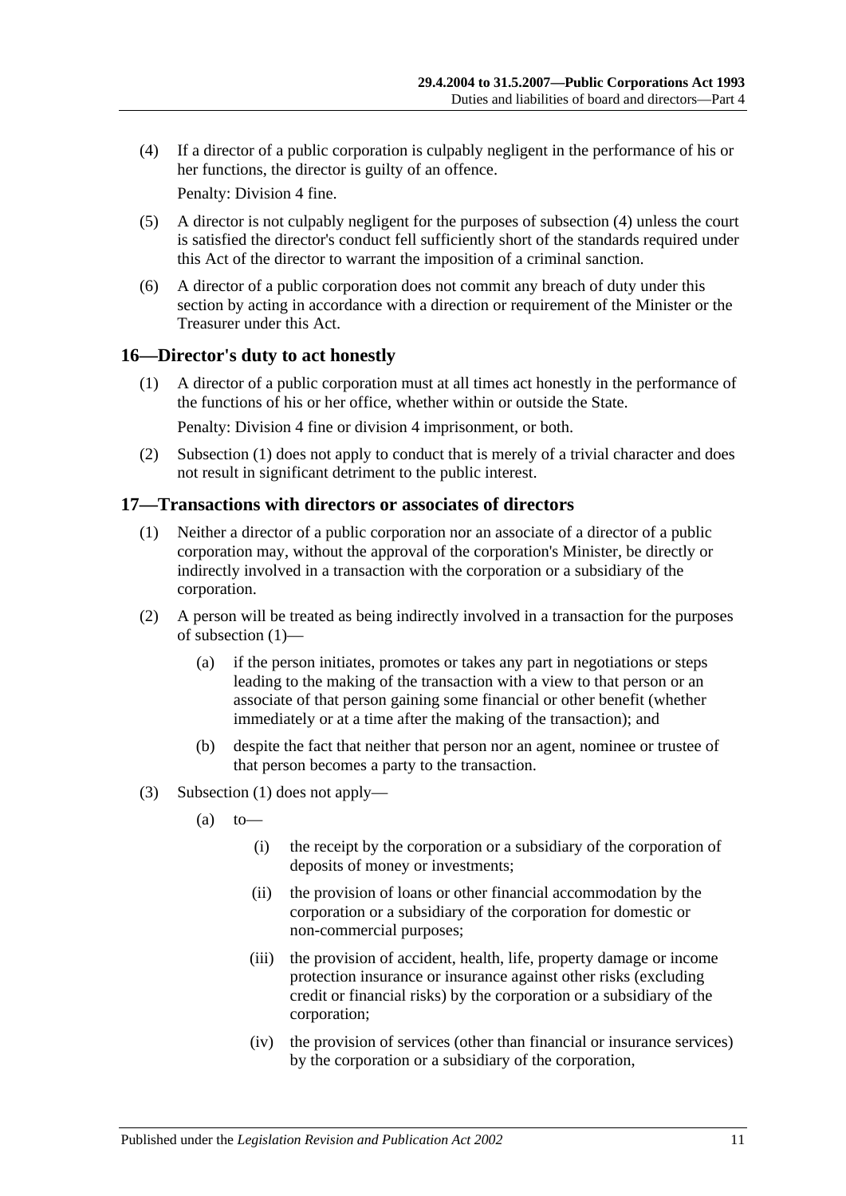(4) If a director of a public corporation is culpably negligent in the performance of his or her functions, the director is guilty of an offence.

Penalty: Division 4 fine.

(5) A director is not culpably negligent for the purposes of subsection (4) unless the court is satisfied the director's conduct fell sufficiently short of the standards required under this Act of the director to warrant the imposition of a criminal sanction.

(6) A director of a public corporation does not commit any breach of duty under this section by acting in accordance with a direction or requirement of the Minister or the Treasurer under this Act.

## 16—Director's duty to act honestly

(1) A director of a public corporation must at all times act honestly in the performance of the functions of his or her office, whether within or outside the State.

Penalty: Division 4 fine or division 4 imprisonment, or both.

(2) Subsection (1) does not apply to conduct that is merely of a trivial character and does not result in significant detriment to the public interest.

## 17—Transactions with directors or associates of directors

(1) Neither a director of a public corporation nor an associate of a director of a public corporation may, without the approval of the corporation's Minister, be directly or indirectly involved in a transaction with the corporation or a subsidiary of the corporation.

(2) A person will be treated as being indirectly involved in a transaction for the purposes of subsection (1)—

(a) if the person initiates, promotes or takes any part in negotiations or steps leading to the making of the transaction with a view to that person or an associate of that person gaining some financial or other benefit (whether immediately or at a time after the making of the transaction); and

(b) despite the fact that neither that person nor an agent, nominee or trustee of that person becomes a party to the transaction.

(3) Subsection (1) does not apply—

(a) to—

(i) the receipt by the corporation or a subsidiary of the corporation of deposits of money or investments;

(ii) the provision of loans or other financial accommodation by the corporation or a subsidiary of the corporation for domestic or non-commercial purposes;

(iii) the provision of accident, health, life, property damage or income protection insurance or insurance against other risks (excluding credit or financial risks) by the corporation or a subsidiary of the corporation;

(iv) the provision of services (other than financial or insurance services) by the corporation or a subsidiary of the corporation,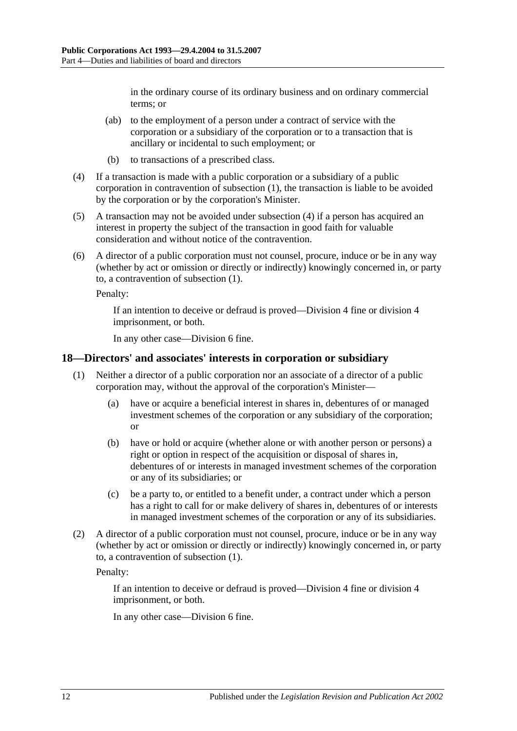in the ordinary course of its ordinary business and on ordinary commercial terms; or

(ab) to the employment of a person under a contract of service with the corporation or a subsidiary of the corporation or to a transaction that is ancillary or incidental to such employment; or

(b) to transactions of a prescribed class.

(4) If a transaction is made with a public corporation or a subsidiary of a public corporation in contravention of subsection (1), the transaction is liable to be avoided by the corporation or by the corporation's Minister.

(5) A transaction may not be avoided under subsection (4) if a person has acquired an interest in property the subject of the transaction in good faith for valuable consideration and without notice of the contravention.

(6) A director of a public corporation must not counsel, procure, induce or be in any way (whether by act or omission or directly or indirectly) knowingly concerned in, or party to, a contravention of subsection (1).

Penalty:

If an intention to deceive or defraud is proved—Division 4 fine or division 4 imprisonment, or both.

In any other case—Division 6 fine.

## 18—Directors' and associates' interests in corporation or subsidiary

(1) Neither a director of a public corporation nor an associate of a director of a public corporation may, without the approval of the corporation's Minister—

(a) have or acquire a beneficial interest in shares in, debentures of or managed investment schemes of the corporation or any subsidiary of the corporation; or

(b) have or hold or acquire (whether alone or with another person or persons) a right or option in respect of the acquisition or disposal of shares in, debentures of or interests in managed investment schemes of the corporation or any of its subsidiaries; or

(c) be a party to, or entitled to a benefit under, a contract under which a person has a right to call for or make delivery of shares in, debentures of or interests in managed investment schemes of the corporation or any of its subsidiaries.

(2) A director of a public corporation must not counsel, procure, induce or be in any way (whether by act or omission or directly or indirectly) knowingly concerned in, or party to, a contravention of subsection (1).

Penalty:

If an intention to deceive or defraud is proved—Division 4 fine or division 4 imprisonment, or both.

In any other case—Division 6 fine.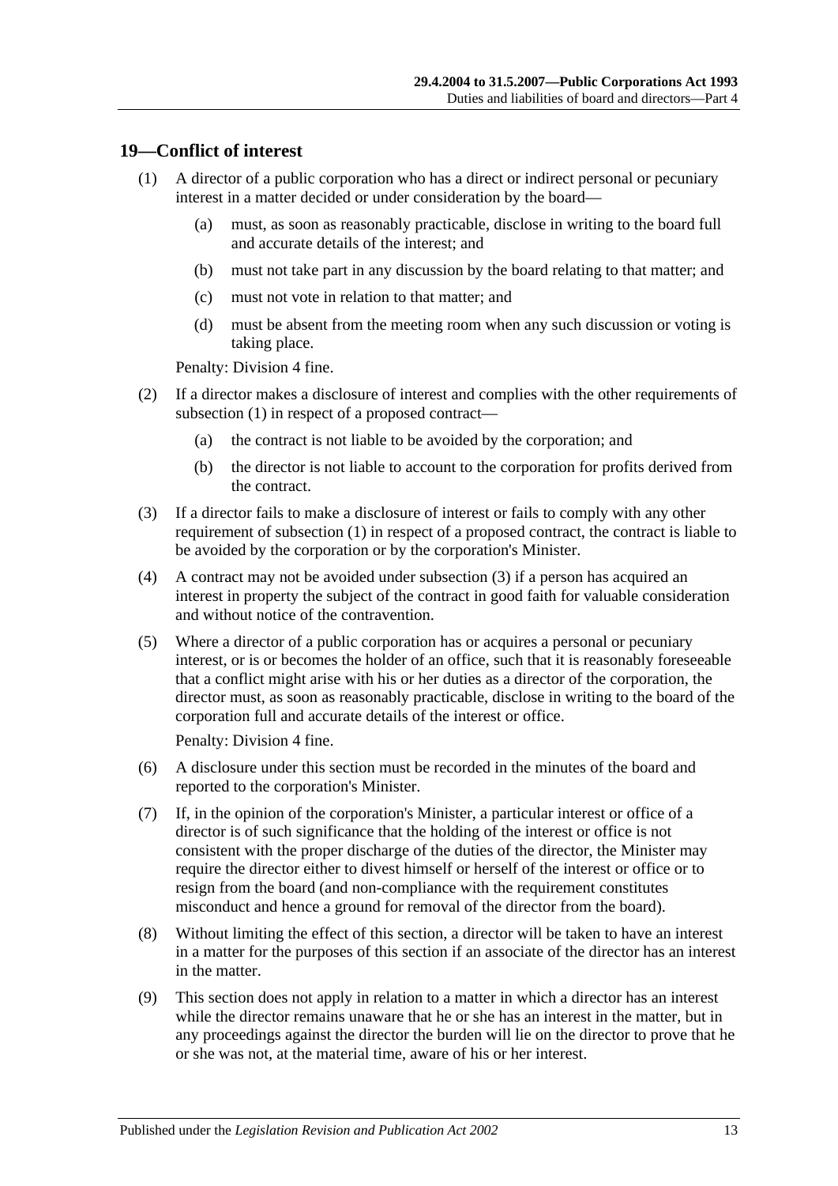## 19—Conflict of interest

(1) A director of a public corporation who has a direct or indirect personal or pecuniary interest in a matter decided or under consideration by the board—

(a) must, as soon as reasonably practicable, disclose in writing to the board full and accurate details of the interest; and

(b) must not take part in any discussion by the board relating to that matter; and

(c) must not vote in relation to that matter; and

(d) must be absent from the meeting room when any such discussion or voting is taking place.

Penalty: Division 4 fine.

(2) If a director makes a disclosure of interest and complies with the other requirements of subsection (1) in respect of a proposed contract—

(a) the contract is not liable to be avoided by the corporation; and

(b) the director is not liable to account to the corporation for profits derived from the contract.

(3) If a director fails to make a disclosure of interest or fails to comply with any other requirement of subsection (1) in respect of a proposed contract, the contract is liable to be avoided by the corporation or by the corporation's Minister.

(4) A contract may not be avoided under subsection (3) if a person has acquired an interest in property the subject of the contract in good faith for valuable consideration and without notice of the contravention.

(5) Where a director of a public corporation has or acquires a personal or pecuniary interest, or is or becomes the holder of an office, such that it is reasonably foreseeable that a conflict might arise with his or her duties as a director of the corporation, the director must, as soon as reasonably practicable, disclose in writing to the board of the corporation full and accurate details of the interest or office.

Penalty: Division 4 fine.

(6) A disclosure under this section must be recorded in the minutes of the board and reported to the corporation's Minister.

(7) If, in the opinion of the corporation's Minister, a particular interest or office of a director is of such significance that the holding of the interest or office is not consistent with the proper discharge of the duties of the director, the Minister may require the director either to divest himself or herself of the interest or office or to resign from the board (and non-compliance with the requirement constitutes misconduct and hence a ground for removal of the director from the board).

(8) Without limiting the effect of this section, a director will be taken to have an interest in a matter for the purposes of this section if an associate of the director has an interest in the matter.

(9) This section does not apply in relation to a matter in which a director has an interest while the director remains unaware that he or she has an interest in the matter, but in any proceedings against the director the burden will lie on the director to prove that he or she was not, at the material time, aware of his or her interest.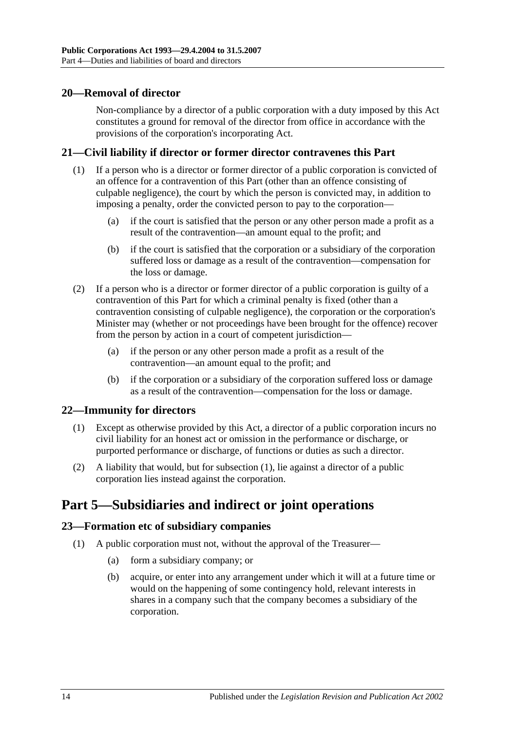## 20—Removal of director

Non-compliance by a director of a public corporation with a duty imposed by this Act constitutes a ground for removal of the director from office in accordance with the provisions of the corporation's incorporating Act.

## 21—Civil liability if director or former director contravenes this Part

(1) If a person who is a director or former director of a public corporation is convicted of an offence for a contravention of this Part (other than an offence consisting of culpable negligence), the court by which the person is convicted may, in addition to imposing a penalty, order the convicted person to pay to the corporation—

(a) if the court is satisfied that the person or any other person made a profit as a result of the contravention—an amount equal to the profit; and

(b) if the court is satisfied that the corporation or a subsidiary of the corporation suffered loss or damage as a result of the contravention—compensation for the loss or damage.

(2) If a person who is a director or former director of a public corporation is guilty of a contravention of this Part for which a criminal penalty is fixed (other than a contravention consisting of culpable negligence), the corporation or the corporation's Minister may (whether or not proceedings have been brought for the offence) recover from the person by action in a court of competent jurisdiction—

(a) if the person or any other person made a profit as a result of the contravention—an amount equal to the profit; and

(b) if the corporation or a subsidiary of the corporation suffered loss or damage as a result of the contravention—compensation for the loss or damage.

## 22—Immunity for directors

(1) Except as otherwise provided by this Act, a director of a public corporation incurs no civil liability for an honest act or omission in the performance or discharge, or purported performance or discharge, of functions or duties as such a director.

(2) A liability that would, but for subsection (1), lie against a director of a public corporation lies instead against the corporation.

# Part 5—Subsidiaries and indirect or joint operations

## 23—Formation etc of subsidiary companies

(1) A public corporation must not, without the approval of the Treasurer—

(a) form a subsidiary company; or

(b) acquire, or enter into any arrangement under which it will at a future time or would on the happening of some contingency hold, relevant interests in shares in a company such that the company becomes a subsidiary of the corporation.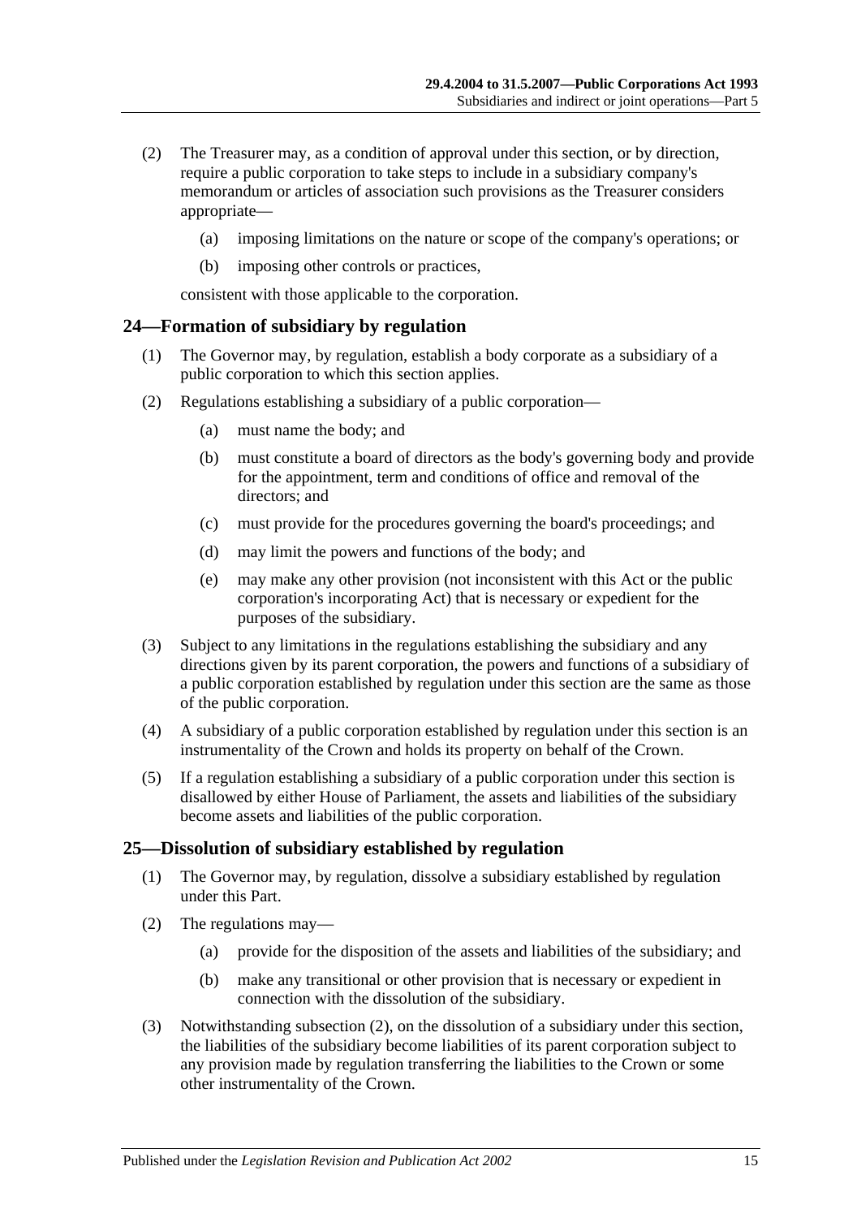(2) The Treasurer may, as a condition of approval under this section, or by direction, require a public corporation to take steps to include in a subsidiary company's memorandum or articles of association such provisions as the Treasurer considers appropriate—

(a) imposing limitations on the nature or scope of the company's operations; or

(b) imposing other controls or practices,

consistent with those applicable to the corporation.

## 24—Formation of subsidiary by regulation

(1) The Governor may, by regulation, establish a body corporate as a subsidiary of a public corporation to which this section applies.

(2) Regulations establishing a subsidiary of a public corporation—

(a) must name the body; and

(b) must constitute a board of directors as the body's governing body and provide for the appointment, term and conditions of office and removal of the directors; and

(c) must provide for the procedures governing the board's proceedings; and

(d) may limit the powers and functions of the body; and

(e) may make any other provision (not inconsistent with this Act or the public corporation's incorporating Act) that is necessary or expedient for the purposes of the subsidiary.

(3) Subject to any limitations in the regulations establishing the subsidiary and any directions given by its parent corporation, the powers and functions of a subsidiary of a public corporation established by regulation under this section are the same as those of the public corporation.

(4) A subsidiary of a public corporation established by regulation under this section is an instrumentality of the Crown and holds its property on behalf of the Crown.

(5) If a regulation establishing a subsidiary of a public corporation under this section is disallowed by either House of Parliament, the assets and liabilities of the subsidiary become assets and liabilities of the public corporation.

## 25—Dissolution of subsidiary established by regulation

(1) The Governor may, by regulation, dissolve a subsidiary established by regulation under this Part.

(2) The regulations may—

(a) provide for the disposition of the assets and liabilities of the subsidiary; and

(b) make any transitional or other provision that is necessary or expedient in connection with the dissolution of the subsidiary.

(3) Notwithstanding subsection (2), on the dissolution of a subsidiary under this section, the liabilities of the subsidiary become liabilities of its parent corporation subject to any provision made by regulation transferring the liabilities to the Crown or some other instrumentality of the Crown.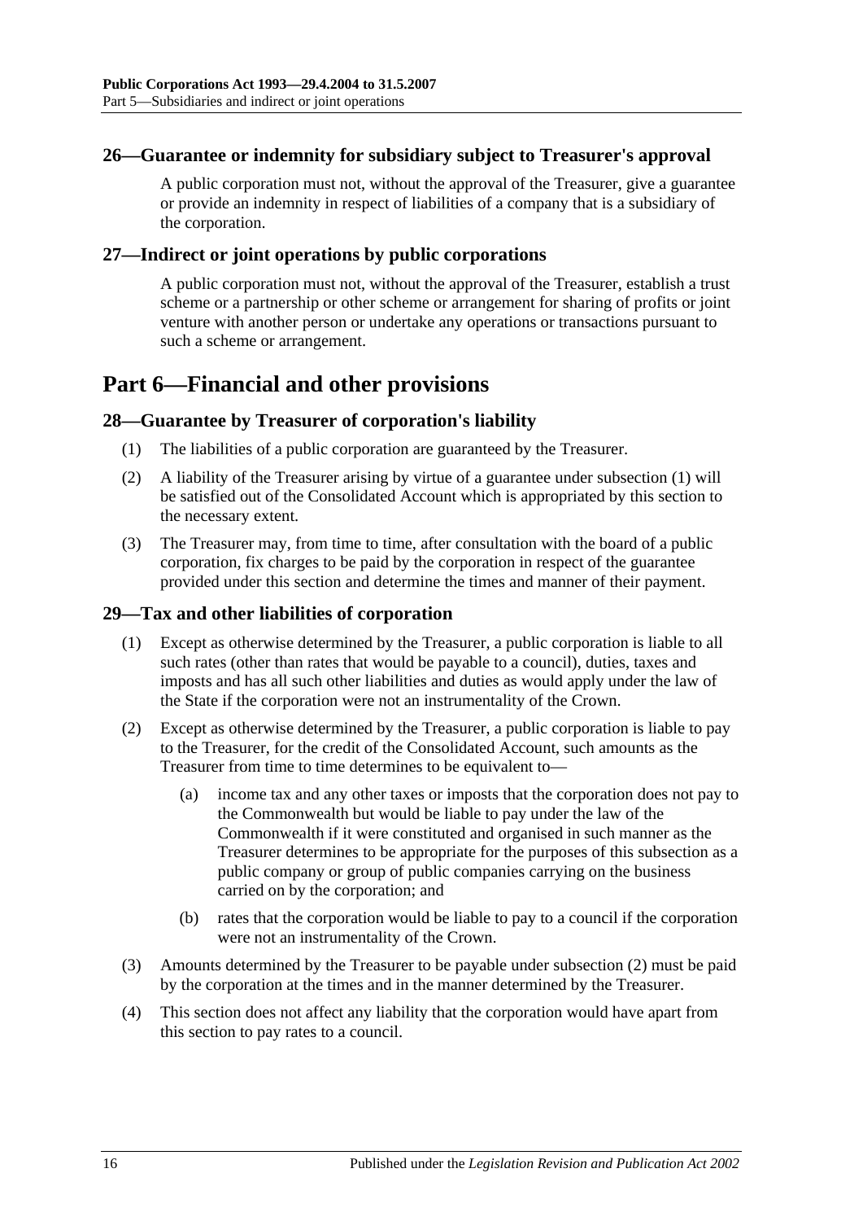## 26—Guarantee or indemnity for subsidiary subject to Treasurer's approval

A public corporation must not, without the approval of the Treasurer, give a guarantee or provide an indemnity in respect of liabilities of a company that is a subsidiary of the corporation.

## 27—Indirect or joint operations by public corporations

A public corporation must not, without the approval of the Treasurer, establish a trust scheme or a partnership or other scheme or arrangement for sharing of profits or joint venture with another person or undertake any operations or transactions pursuant to such a scheme or arrangement.

# Part 6—Financial and other provisions

## 28—Guarantee by Treasurer of corporation's liability

(1) The liabilities of a public corporation are guaranteed by the Treasurer.

(2) A liability of the Treasurer arising by virtue of a guarantee under subsection (1) will be satisfied out of the Consolidated Account which is appropriated by this section to the necessary extent.

(3) The Treasurer may, from time to time, after consultation with the board of a public corporation, fix charges to be paid by the corporation in respect of the guarantee provided under this section and determine the times and manner of their payment.

## 29—Tax and other liabilities of corporation

(1) Except as otherwise determined by the Treasurer, a public corporation is liable to all such rates (other than rates that would be payable to a council), duties, taxes and imposts and has all such other liabilities and duties as would apply under the law of the State if the corporation were not an instrumentality of the Crown.

(2) Except as otherwise determined by the Treasurer, a public corporation is liable to pay to the Treasurer, for the credit of the Consolidated Account, such amounts as the Treasurer from time to time determines to be equivalent to—

- (a) income tax and any other taxes or imposts that the corporation does not pay to the Commonwealth but would be liable to pay under the law of the Commonwealth if it were constituted and organised in such manner as the Treasurer determines to be appropriate for the purposes of this subsection as a public company or group of public companies carrying on the business carried on by the corporation; and
- (b) rates that the corporation would be liable to pay to a council if the corporation were not an instrumentality of the Crown.

(3) Amounts determined by the Treasurer to be payable under subsection (2) must be paid by the corporation at the times and in the manner determined by the Treasurer.

(4) This section does not affect any liability that the corporation would have apart from this section to pay rates to a council.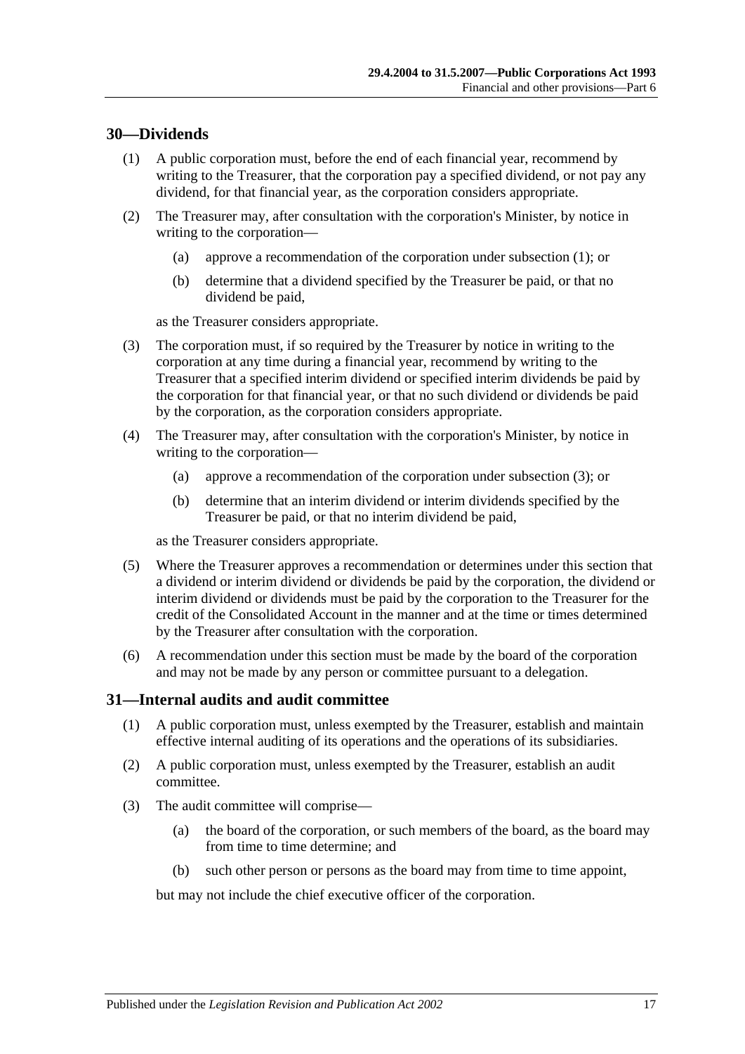## 30—Dividends

(1) A public corporation must, before the end of each financial year, recommend by writing to the Treasurer, that the corporation pay a specified dividend, or not pay any dividend, for that financial year, as the corporation considers appropriate.

(2) The Treasurer may, after consultation with the corporation's Minister, by notice in writing to the corporation—

(a) approve a recommendation of the corporation under subsection (1); or

(b) determine that a dividend specified by the Treasurer be paid, or that no dividend be paid,

as the Treasurer considers appropriate.

(3) The corporation must, if so required by the Treasurer by notice in writing to the corporation at any time during a financial year, recommend by writing to the Treasurer that a specified interim dividend or specified interim dividends be paid by the corporation for that financial year, or that no such dividend or dividends be paid by the corporation, as the corporation considers appropriate.

(4) The Treasurer may, after consultation with the corporation's Minister, by notice in writing to the corporation—

(a) approve a recommendation of the corporation under subsection (3); or

(b) determine that an interim dividend or interim dividends specified by the Treasurer be paid, or that no interim dividend be paid,

as the Treasurer considers appropriate.

(5) Where the Treasurer approves a recommendation or determines under this section that a dividend or interim dividend or dividends be paid by the corporation, the dividend or interim dividend or dividends must be paid by the corporation to the Treasurer for the credit of the Consolidated Account in the manner and at the time or times determined by the Treasurer after consultation with the corporation.

(6) A recommendation under this section must be made by the board of the corporation and may not be made by any person or committee pursuant to a delegation.

## 31—Internal audits and audit committee

(1) A public corporation must, unless exempted by the Treasurer, establish and maintain effective internal auditing of its operations and the operations of its subsidiaries.

(2) A public corporation must, unless exempted by the Treasurer, establish an audit committee.

(3) The audit committee will comprise—

(a) the board of the corporation, or such members of the board, as the board may from time to time determine; and

(b) such other person or persons as the board may from time to time appoint,

but may not include the chief executive officer of the corporation.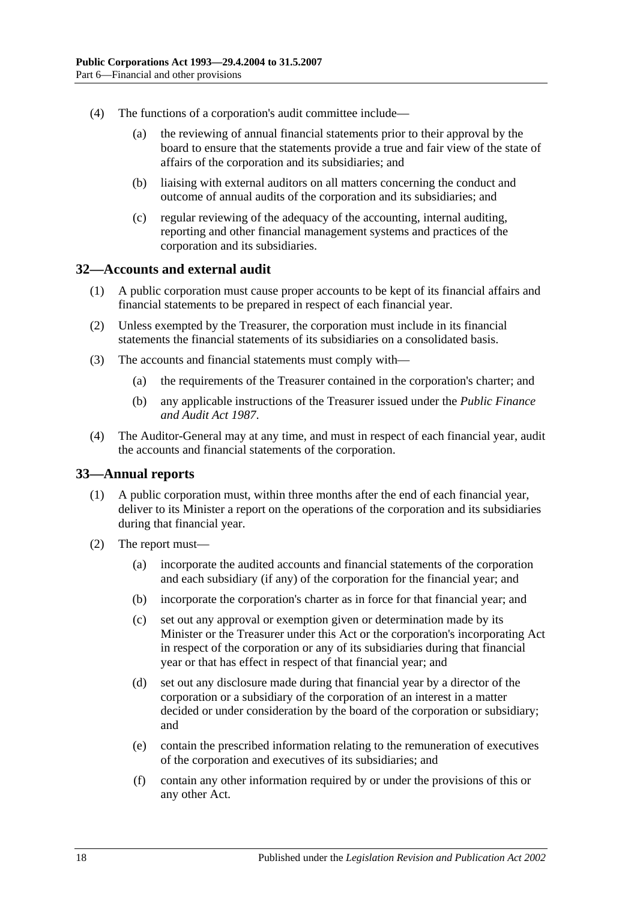(4) The functions of a corporation's audit committee include—

(a) the reviewing of annual financial statements prior to their approval by the board to ensure that the statements provide a true and fair view of the state of affairs of the corporation and its subsidiaries; and

(b) liaising with external auditors on all matters concerning the conduct and outcome of annual audits of the corporation and its subsidiaries; and

(c) regular reviewing of the adequacy of the accounting, internal auditing, reporting and other financial management systems and practices of the corporation and its subsidiaries.

## 32—Accounts and external audit

(1) A public corporation must cause proper accounts to be kept of its financial affairs and financial statements to be prepared in respect of each financial year.

(2) Unless exempted by the Treasurer, the corporation must include in its financial statements the financial statements of its subsidiaries on a consolidated basis.

(3) The accounts and financial statements must comply with—

(a) the requirements of the Treasurer contained in the corporation's charter; and

(b) any applicable instructions of the Treasurer issued under the *Public Finance and Audit Act 1987*.

(4) The Auditor-General may at any time, and must in respect of each financial year, audit the accounts and financial statements of the corporation.

## 33—Annual reports

(1) A public corporation must, within three months after the end of each financial year, deliver to its Minister a report on the operations of the corporation and its subsidiaries during that financial year.

(2) The report must—

(a) incorporate the audited accounts and financial statements of the corporation and each subsidiary (if any) of the corporation for the financial year; and

(b) incorporate the corporation's charter as in force for that financial year; and

(c) set out any approval or exemption given or determination made by its Minister or the Treasurer under this Act or the corporation's incorporating Act in respect of the corporation or any of its subsidiaries during that financial year or that has effect in respect of that financial year; and

(d) set out any disclosure made during that financial year by a director of the corporation or a subsidiary of the corporation of an interest in a matter decided or under consideration by the board of the corporation or subsidiary; and

(e) contain the prescribed information relating to the remuneration of executives of the corporation and executives of its subsidiaries; and

(f) contain any other information required by or under the provisions of this or any other Act.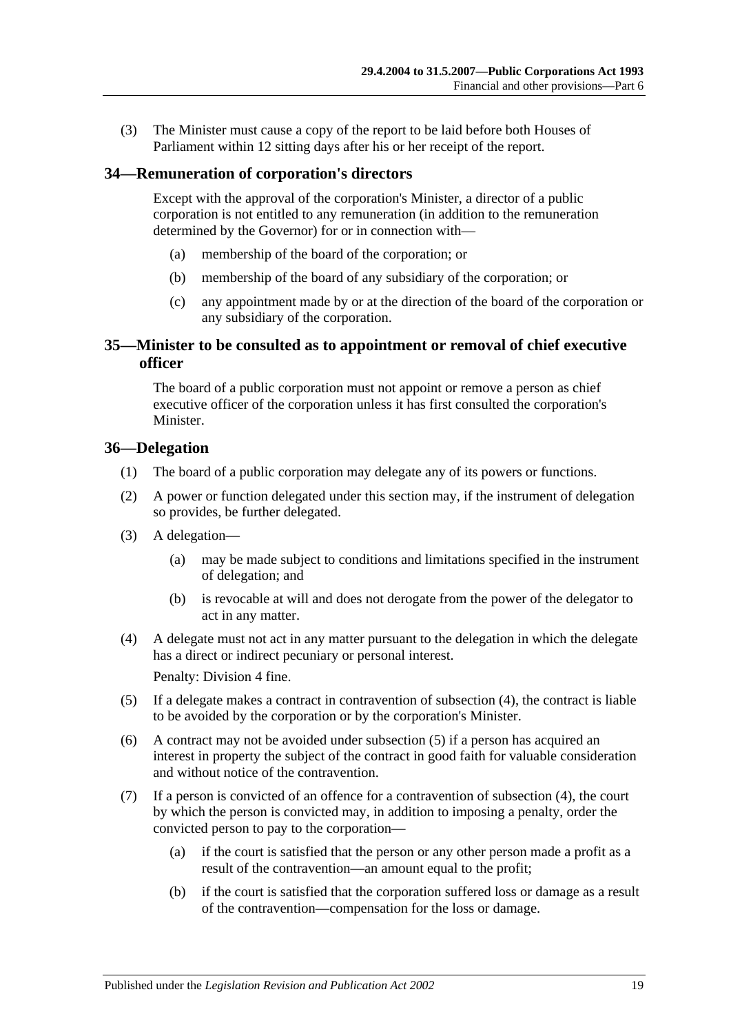(3) The Minister must cause a copy of the report to be laid before both Houses of Parliament within 12 sitting days after his or her receipt of the report.

## 34—Remuneration of corporation's directors

Except with the approval of the corporation's Minister, a director of a public corporation is not entitled to any remuneration (in addition to the remuneration determined by the Governor) for or in connection with—

(a) membership of the board of the corporation; or

(b) membership of the board of any subsidiary of the corporation; or

(c) any appointment made by or at the direction of the board of the corporation or any subsidiary of the corporation.

## 35—Minister to be consulted as to appointment or removal of chief executive officer

The board of a public corporation must not appoint or remove a person as chief executive officer of the corporation unless it has first consulted the corporation's Minister.

## 36—Delegation

(1) The board of a public corporation may delegate any of its powers or functions.

(2) A power or function delegated under this section may, if the instrument of delegation so provides, be further delegated.

(3) A delegation—

(a) may be made subject to conditions and limitations specified in the instrument of delegation; and

(b) is revocable at will and does not derogate from the power of the delegator to act in any matter.

(4) A delegate must not act in any matter pursuant to the delegation in which the delegate has a direct or indirect pecuniary or personal interest.

Penalty: Division 4 fine.

(5) If a delegate makes a contract in contravention of subsection (4), the contract is liable to be avoided by the corporation or by the corporation's Minister.

(6) A contract may not be avoided under subsection (5) if a person has acquired an interest in property the subject of the contract in good faith for valuable consideration and without notice of the contravention.

(7) If a person is convicted of an offence for a contravention of subsection (4), the court by which the person is convicted may, in addition to imposing a penalty, order the convicted person to pay to the corporation—

(a) if the court is satisfied that the person or any other person made a profit as a result of the contravention—an amount equal to the profit;

(b) if the court is satisfied that the corporation suffered loss or damage as a result of the contravention—compensation for the loss or damage.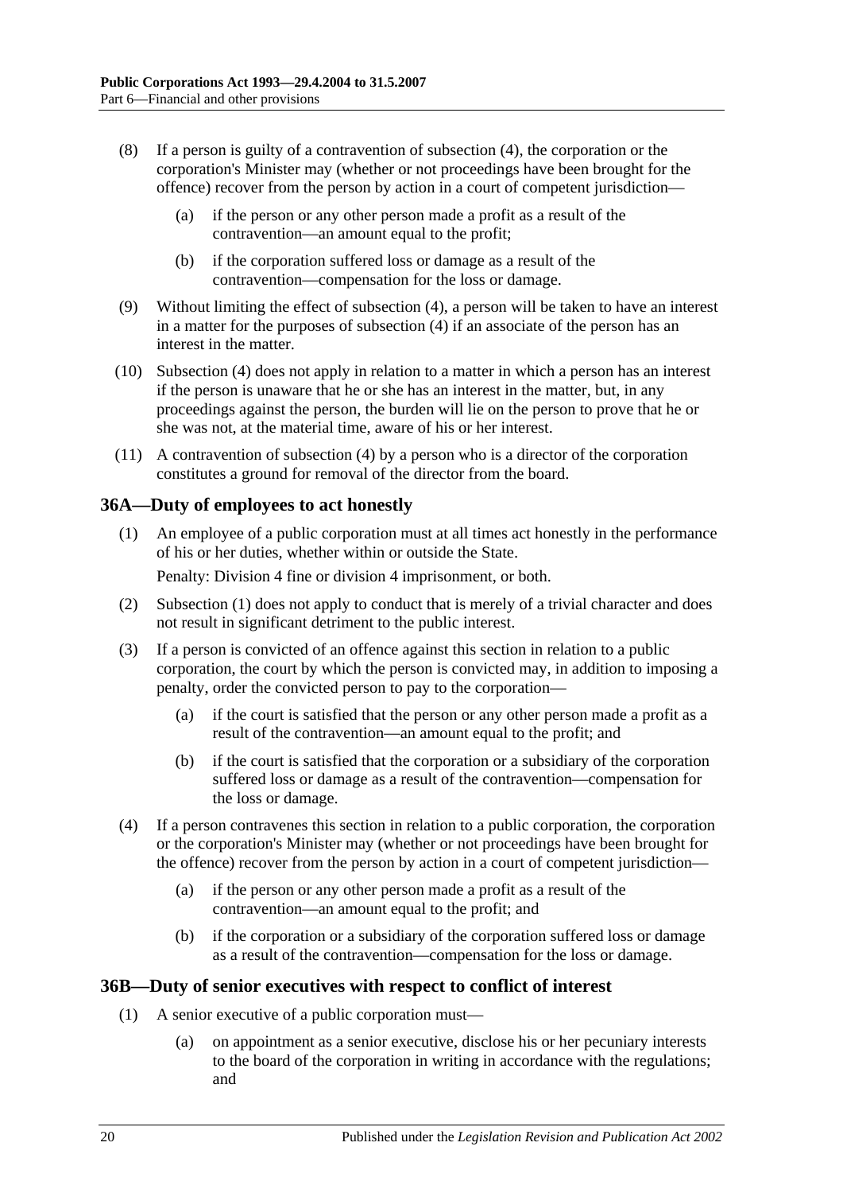(8) If a person is guilty of a contravention of subsection (4), the corporation or the corporation's Minister may (whether or not proceedings have been brought for the offence) recover from the person by action in a court of competent jurisdiction—

(a) if the person or any other person made a profit as a result of the contravention—an amount equal to the profit;

(b) if the corporation suffered loss or damage as a result of the contravention—compensation for the loss or damage.

(9) Without limiting the effect of subsection (4), a person will be taken to have an interest in a matter for the purposes of subsection (4) if an associate of the person has an interest in the matter.

(10) Subsection (4) does not apply in relation to a matter in which a person has an interest if the person is unaware that he or she has an interest in the matter, but, in any proceedings against the person, the burden will lie on the person to prove that he or she was not, at the material time, aware of his or her interest.

(11) A contravention of subsection (4) by a person who is a director of the corporation constitutes a ground for removal of the director from the board.

## 36A—Duty of employees to act honestly

(1) An employee of a public corporation must at all times act honestly in the performance of his or her duties, whether within or outside the State.

Penalty: Division 4 fine or division 4 imprisonment, or both.

(2) Subsection (1) does not apply to conduct that is merely of a trivial character and does not result in significant detriment to the public interest.

(3) If a person is convicted of an offence against this section in relation to a public corporation, the court by which the person is convicted may, in addition to imposing a penalty, order the convicted person to pay to the corporation—

(a) if the court is satisfied that the person or any other person made a profit as a result of the contravention—an amount equal to the profit; and

(b) if the court is satisfied that the corporation or a subsidiary of the corporation suffered loss or damage as a result of the contravention—compensation for the loss or damage.

(4) If a person contravenes this section in relation to a public corporation, the corporation or the corporation's Minister may (whether or not proceedings have been brought for the offence) recover from the person by action in a court of competent jurisdiction—

(a) if the person or any other person made a profit as a result of the contravention—an amount equal to the profit; and

(b) if the corporation or a subsidiary of the corporation suffered loss or damage as a result of the contravention—compensation for the loss or damage.

## 36B—Duty of senior executives with respect to conflict of interest

(1) A senior executive of a public corporation must—

(a) on appointment as a senior executive, disclose his or her pecuniary interests to the board of the corporation in writing in accordance with the regulations; and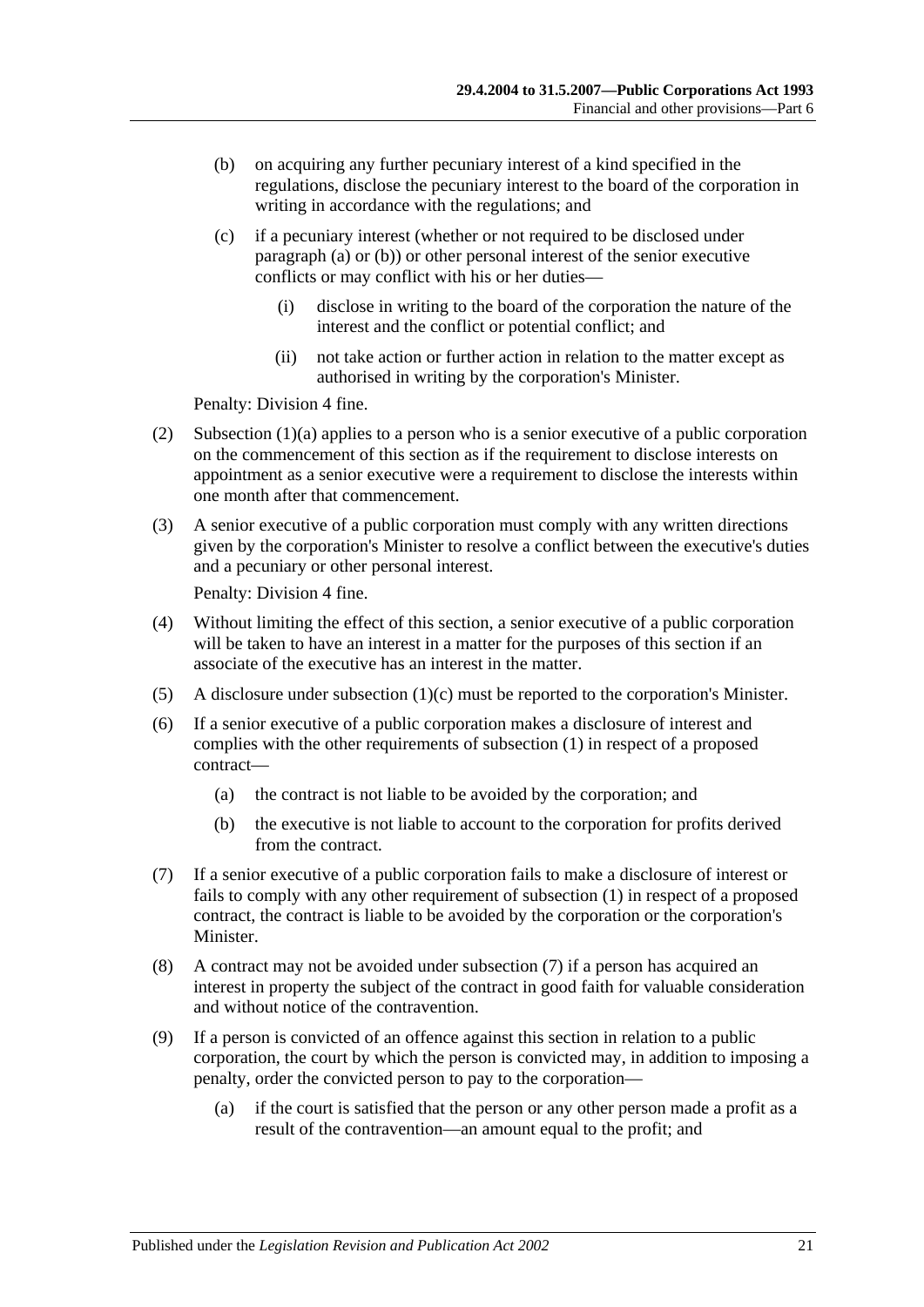(b) on acquiring any further pecuniary interest of a kind specified in the regulations, disclose the pecuniary interest to the board of the corporation in writing in accordance with the regulations; and

(c) if a pecuniary interest (whether or not required to be disclosed under paragraph (a) or (b)) or other personal interest of the senior executive conflicts or may conflict with his or her duties—

(i) disclose in writing to the board of the corporation the nature of the interest and the conflict or potential conflict; and

(ii) not take action or further action in relation to the matter except as authorised in writing by the corporation's Minister.

Penalty: Division 4 fine.

(2) Subsection (1)(a) applies to a person who is a senior executive of a public corporation on the commencement of this section as if the requirement to disclose interests on appointment as a senior executive were a requirement to disclose the interests within one month after that commencement.

(3) A senior executive of a public corporation must comply with any written directions given by the corporation's Minister to resolve a conflict between the executive's duties and a pecuniary or other personal interest.

Penalty: Division 4 fine.

(4) Without limiting the effect of this section, a senior executive of a public corporation will be taken to have an interest in a matter for the purposes of this section if an associate of the executive has an interest in the matter.

(5) A disclosure under subsection (1)(c) must be reported to the corporation's Minister.

(6) If a senior executive of a public corporation makes a disclosure of interest and complies with the other requirements of subsection (1) in respect of a proposed contract—

(a) the contract is not liable to be avoided by the corporation; and

(b) the executive is not liable to account to the corporation for profits derived from the contract.

(7) If a senior executive of a public corporation fails to make a disclosure of interest or fails to comply with any other requirement of subsection (1) in respect of a proposed contract, the contract is liable to be avoided by the corporation or the corporation's Minister.

(8) A contract may not be avoided under subsection (7) if a person has acquired an interest in property the subject of the contract in good faith for valuable consideration and without notice of the contravention.

(9) If a person is convicted of an offence against this section in relation to a public corporation, the court by which the person is convicted may, in addition to imposing a penalty, order the convicted person to pay to the corporation—

(a) if the court is satisfied that the person or any other person made a profit as a result of the contravention—an amount equal to the profit; and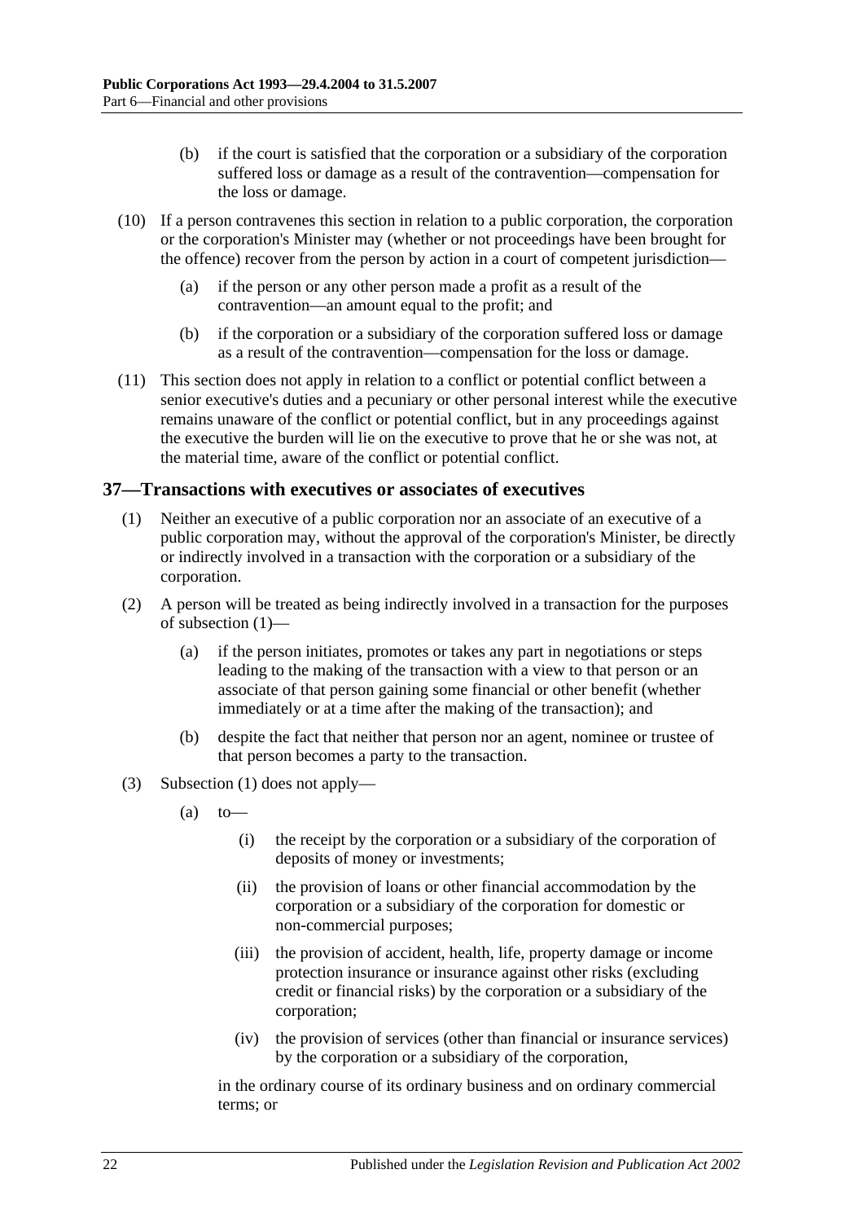(b) if the court is satisfied that the corporation or a subsidiary of the corporation suffered loss or damage as a result of the contravention—compensation for the loss or damage.

(10) If a person contravenes this section in relation to a public corporation, the corporation or the corporation's Minister may (whether or not proceedings have been brought for the offence) recover from the person by action in a court of competent jurisdiction—

(a) if the person or any other person made a profit as a result of the contravention—an amount equal to the profit; and

(b) if the corporation or a subsidiary of the corporation suffered loss or damage as a result of the contravention—compensation for the loss or damage.

(11) This section does not apply in relation to a conflict or potential conflict between a senior executive's duties and a pecuniary or other personal interest while the executive remains unaware of the conflict or potential conflict, but in any proceedings against the executive the burden will lie on the executive to prove that he or she was not, at the material time, aware of the conflict or potential conflict.

## 37—Transactions with executives or associates of executives

(1) Neither an executive of a public corporation nor an associate of an executive of a public corporation may, without the approval of the corporation's Minister, be directly or indirectly involved in a transaction with the corporation or a subsidiary of the corporation.

(2) A person will be treated as being indirectly involved in a transaction for the purposes of subsection (1)—

(a) if the person initiates, promotes or takes any part in negotiations or steps leading to the making of the transaction with a view to that person or an associate of that person gaining some financial or other benefit (whether immediately or at a time after the making of the transaction); and

(b) despite the fact that neither that person nor an agent, nominee or trustee of that person becomes a party to the transaction.

(3) Subsection (1) does not apply—

(a) to—

(i) the receipt by the corporation or a subsidiary of the corporation of deposits of money or investments;

(ii) the provision of loans or other financial accommodation by the corporation or a subsidiary of the corporation for domestic or non-commercial purposes;

(iii) the provision of accident, health, life, property damage or income protection insurance or insurance against other risks (excluding credit or financial risks) by the corporation or a subsidiary of the corporation;

(iv) the provision of services (other than financial or insurance services) by the corporation or a subsidiary of the corporation,

in the ordinary course of its ordinary business and on ordinary commercial terms; or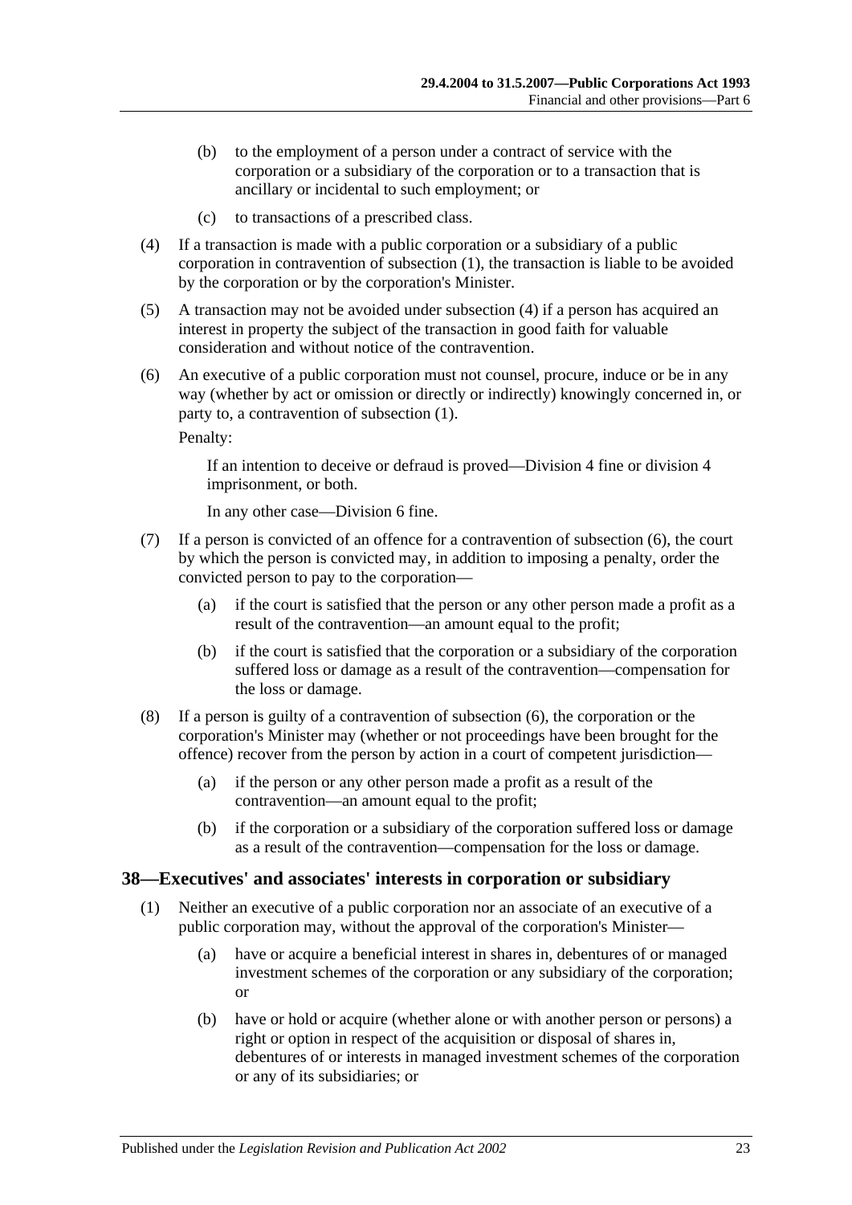(b) to the employment of a person under a contract of service with the corporation or a subsidiary of the corporation or to a transaction that is ancillary or incidental to such employment; or

(c) to transactions of a prescribed class.

(4) If a transaction is made with a public corporation or a subsidiary of a public corporation in contravention of subsection (1), the transaction is liable to be avoided by the corporation or by the corporation's Minister.

(5) A transaction may not be avoided under subsection (4) if a person has acquired an interest in property the subject of the transaction in good faith for valuable consideration and without notice of the contravention.

(6) An executive of a public corporation must not counsel, procure, induce or be in any way (whether by act or omission or directly or indirectly) knowingly concerned in, or party to, a contravention of subsection (1).

Penalty:

If an intention to deceive or defraud is proved—Division 4 fine or division 4 imprisonment, or both.

In any other case—Division 6 fine.

(7) If a person is convicted of an offence for a contravention of subsection (6), the court by which the person is convicted may, in addition to imposing a penalty, order the convicted person to pay to the corporation—

(a) if the court is satisfied that the person or any other person made a profit as a result of the contravention—an amount equal to the profit;

(b) if the court is satisfied that the corporation or a subsidiary of the corporation suffered loss or damage as a result of the contravention—compensation for the loss or damage.

(8) If a person is guilty of a contravention of subsection (6), the corporation or the corporation's Minister may (whether or not proceedings have been brought for the offence) recover from the person by action in a court of competent jurisdiction—

(a) if the person or any other person made a profit as a result of the contravention—an amount equal to the profit;

(b) if the corporation or a subsidiary of the corporation suffered loss or damage as a result of the contravention—compensation for the loss or damage.

## 38—Executives' and associates' interests in corporation or subsidiary

(1) Neither an executive of a public corporation nor an associate of an executive of a public corporation may, without the approval of the corporation's Minister—

(a) have or acquire a beneficial interest in shares in, debentures of or managed investment schemes of the corporation or any subsidiary of the corporation; or

(b) have or hold or acquire (whether alone or with another person or persons) a right or option in respect of the acquisition or disposal of shares in, debentures of or interests in managed investment schemes of the corporation or any of its subsidiaries; or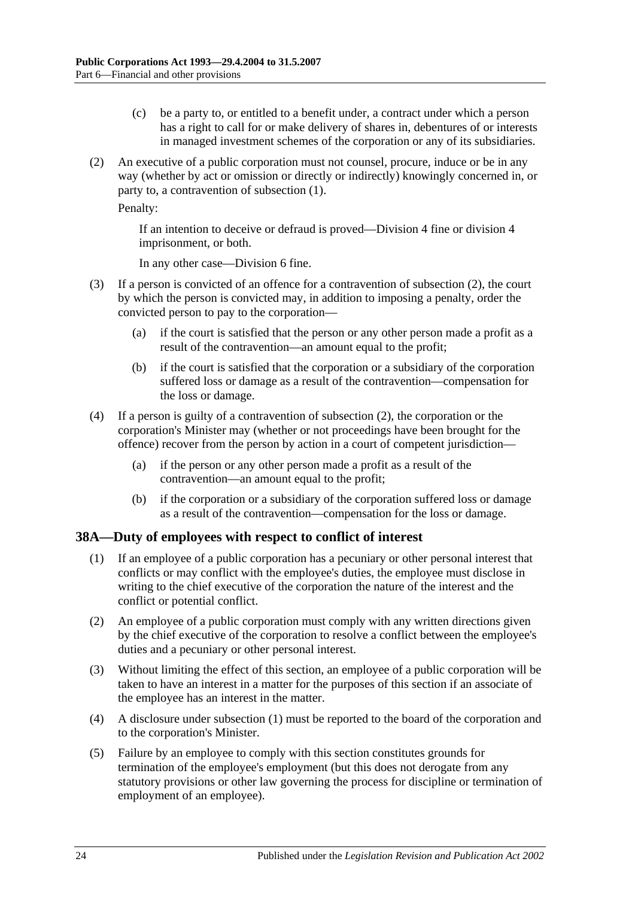(c) be a party to, or entitled to a benefit under, a contract under which a person has a right to call for or make delivery of shares in, debentures of or interests in managed investment schemes of the corporation or any of its subsidiaries.

(2) An executive of a public corporation must not counsel, procure, induce or be in any way (whether by act or omission or directly or indirectly) knowingly concerned in, or party to, a contravention of subsection (1).

Penalty:

If an intention to deceive or defraud is proved—Division 4 fine or division 4 imprisonment, or both.

In any other case—Division 6 fine.

(3) If a person is convicted of an offence for a contravention of subsection (2), the court by which the person is convicted may, in addition to imposing a penalty, order the convicted person to pay to the corporation—

(a) if the court is satisfied that the person or any other person made a profit as a result of the contravention—an amount equal to the profit;

(b) if the court is satisfied that the corporation or a subsidiary of the corporation suffered loss or damage as a result of the contravention—compensation for the loss or damage.

(4) If a person is guilty of a contravention of subsection (2), the corporation or the corporation's Minister may (whether or not proceedings have been brought for the offence) recover from the person by action in a court of competent jurisdiction—

(a) if the person or any other person made a profit as a result of the contravention—an amount equal to the profit;

(b) if the corporation or a subsidiary of the corporation suffered loss or damage as a result of the contravention—compensation for the loss or damage.

## 38A—Duty of employees with respect to conflict of interest

(1) If an employee of a public corporation has a pecuniary or other personal interest that conflicts or may conflict with the employee's duties, the employee must disclose in writing to the chief executive of the corporation the nature of the interest and the conflict or potential conflict.

(2) An employee of a public corporation must comply with any written directions given by the chief executive of the corporation to resolve a conflict between the employee's duties and a pecuniary or other personal interest.

(3) Without limiting the effect of this section, an employee of a public corporation will be taken to have an interest in a matter for the purposes of this section if an associate of the employee has an interest in the matter.

(4) A disclosure under subsection (1) must be reported to the board of the corporation and to the corporation's Minister.

(5) Failure by an employee to comply with this section constitutes grounds for termination of the employee's employment (but this does not derogate from any statutory provisions or other law governing the process for discipline or termination of employment of an employee).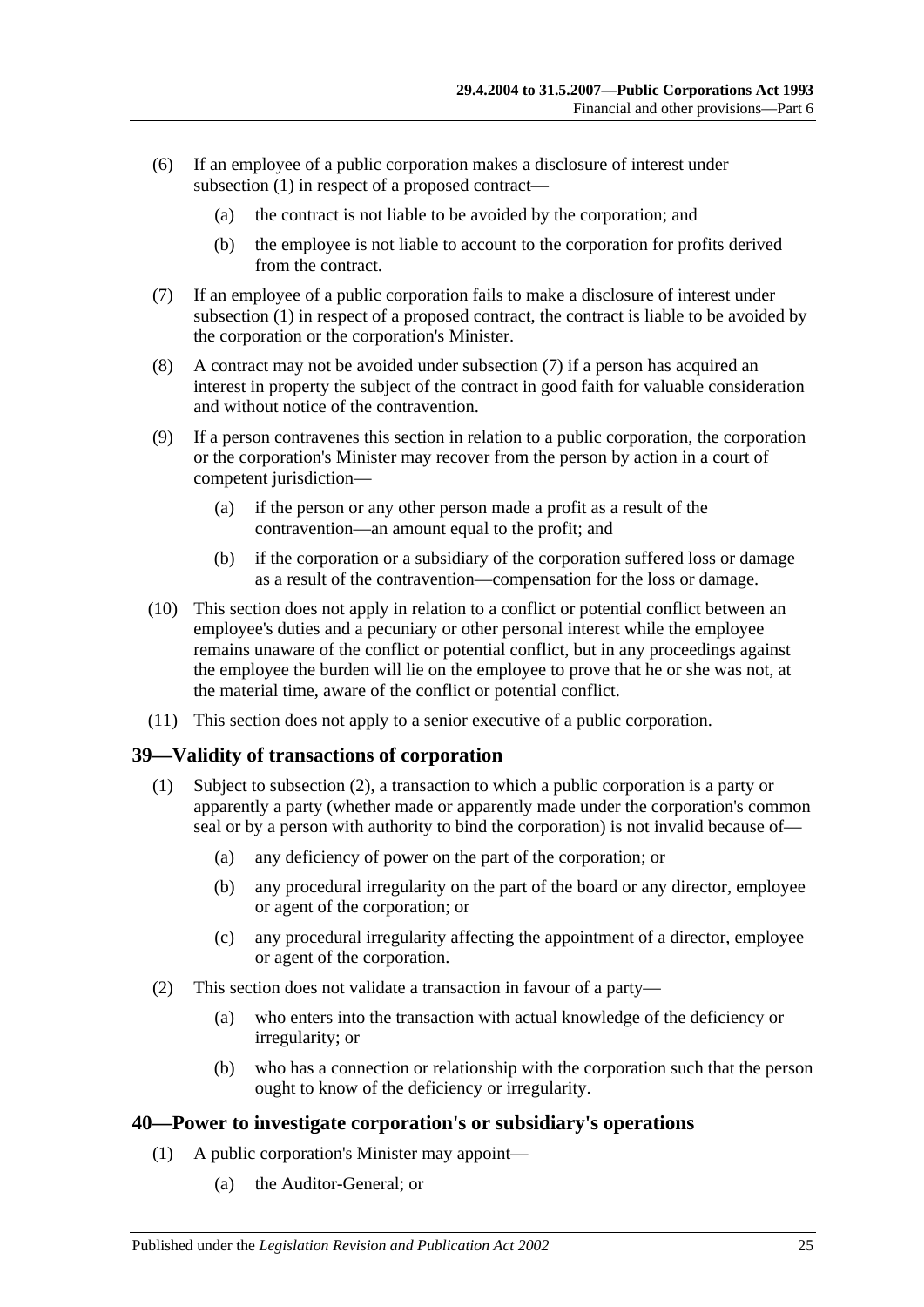(6) If an employee of a public corporation makes a disclosure of interest under subsection (1) in respect of a proposed contract—

(a) the contract is not liable to be avoided by the corporation; and

(b) the employee is not liable to account to the corporation for profits derived from the contract.

(7) If an employee of a public corporation fails to make a disclosure of interest under subsection (1) in respect of a proposed contract, the contract is liable to be avoided by the corporation or the corporation's Minister.

(8) A contract may not be avoided under subsection (7) if a person has acquired an interest in property the subject of the contract in good faith for valuable consideration and without notice of the contravention.

(9) If a person contravenes this section in relation to a public corporation, the corporation or the corporation's Minister may recover from the person by action in a court of competent jurisdiction—

(a) if the person or any other person made a profit as a result of the contravention—an amount equal to the profit; and

(b) if the corporation or a subsidiary of the corporation suffered loss or damage as a result of the contravention—compensation for the loss or damage.

(10) This section does not apply in relation to a conflict or potential conflict between an employee's duties and a pecuniary or other personal interest while the employee remains unaware of the conflict or potential conflict, but in any proceedings against the employee the burden will lie on the employee to prove that he or she was not, at the material time, aware of the conflict or potential conflict.

(11) This section does not apply to a senior executive of a public corporation.

## 39—Validity of transactions of corporation

(1) Subject to subsection (2), a transaction to which a public corporation is a party or apparently a party (whether made or apparently made under the corporation's common seal or by a person with authority to bind the corporation) is not invalid because of—

(a) any deficiency of power on the part of the corporation; or

(b) any procedural irregularity on the part of the board or any director, employee or agent of the corporation; or

(c) any procedural irregularity affecting the appointment of a director, employee or agent of the corporation.

(2) This section does not validate a transaction in favour of a party—

(a) who enters into the transaction with actual knowledge of the deficiency or irregularity; or

(b) who has a connection or relationship with the corporation such that the person ought to know of the deficiency or irregularity.

## 40—Power to investigate corporation's or subsidiary's operations

(1) A public corporation's Minister may appoint—

(a) the Auditor-General; or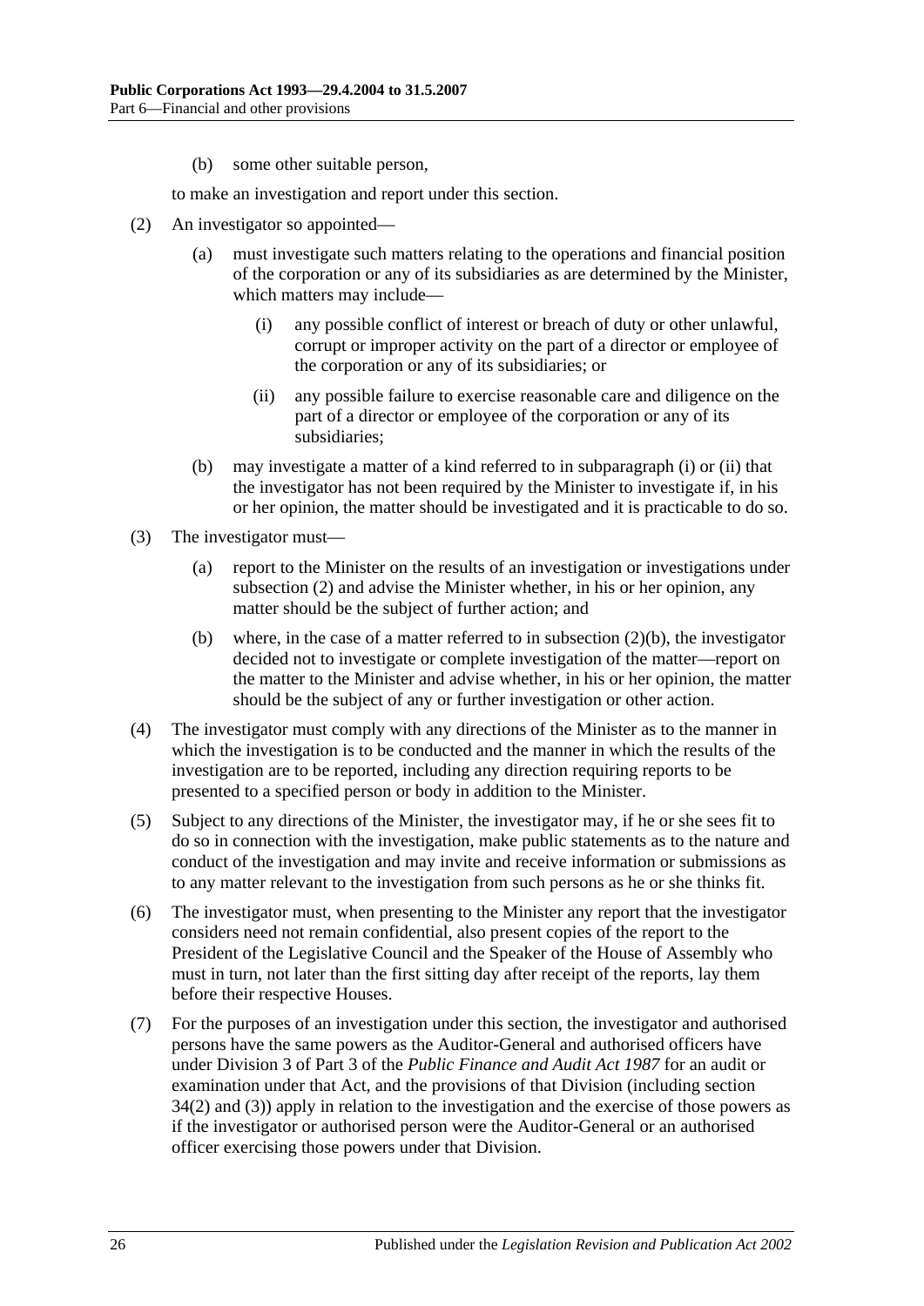(b) some other suitable person,

to make an investigation and report under this section.

(2) An investigator so appointed—

(a) must investigate such matters relating to the operations and financial position of the corporation or any of its subsidiaries as are determined by the Minister, which matters may include—

(i) any possible conflict of interest or breach of duty or other unlawful, corrupt or improper activity on the part of a director or employee of the corporation or any of its subsidiaries; or

(ii) any possible failure to exercise reasonable care and diligence on the part of a director or employee of the corporation or any of its subsidiaries;

(b) may investigate a matter of a kind referred to in subparagraph (i) or (ii) that the investigator has not been required by the Minister to investigate if, in his or her opinion, the matter should be investigated and it is practicable to do so.

(3) The investigator must—

(a) report to the Minister on the results of an investigation or investigations under subsection (2) and advise the Minister whether, in his or her opinion, any matter should be the subject of further action; and

(b) where, in the case of a matter referred to in subsection (2)(b), the investigator decided not to investigate or complete investigation of the matter—report on the matter to the Minister and advise whether, in his or her opinion, the matter should be the subject of any or further investigation or other action.

(4) The investigator must comply with any directions of the Minister as to the manner in which the investigation is to be conducted and the manner in which the results of the investigation are to be reported, including any direction requiring reports to be presented to a specified person or body in addition to the Minister.

(5) Subject to any directions of the Minister, the investigator may, if he or she sees fit to do so in connection with the investigation, make public statements as to the nature and conduct of the investigation and may invite and receive information or submissions as to any matter relevant to the investigation from such persons as he or she thinks fit.

(6) The investigator must, when presenting to the Minister any report that the investigator considers need not remain confidential, also present copies of the report to the President of the Legislative Council and the Speaker of the House of Assembly who must in turn, not later than the first sitting day after receipt of the reports, lay them before their respective Houses.

(7) For the purposes of an investigation under this section, the investigator and authorised persons have the same powers as the Auditor-General and authorised officers have under Division 3 of Part 3 of the *Public Finance and Audit Act 1987* for an audit or examination under that Act, and the provisions of that Division (including section 34(2) and (3)) apply in relation to the investigation and the exercise of those powers as if the investigator or authorised person were the Auditor-General or an authorised officer exercising those powers under that Division.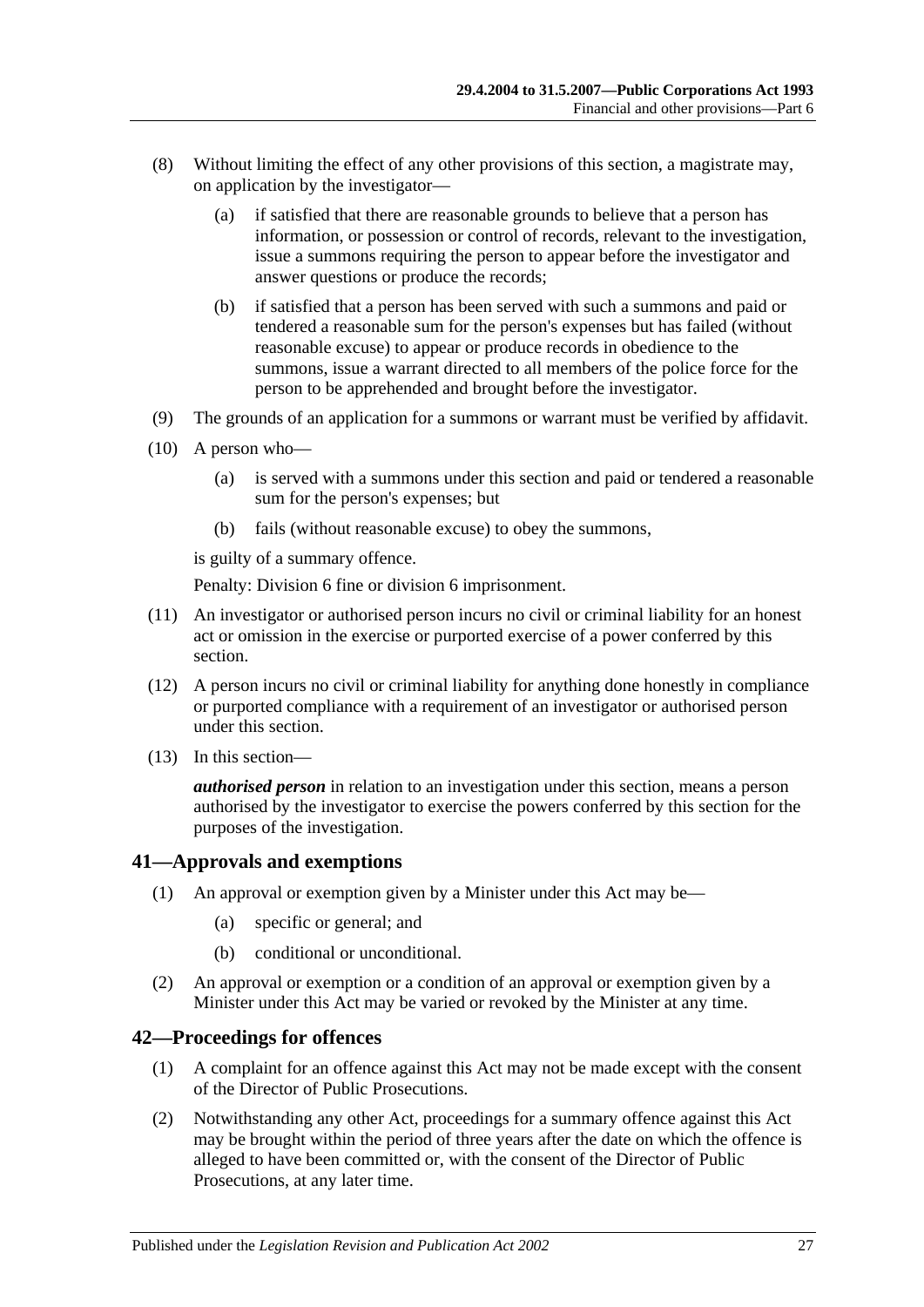(8) Without limiting the effect of any other provisions of this section, a magistrate may, on application by the investigator—

(a) if satisfied that there are reasonable grounds to believe that a person has information, or possession or control of records, relevant to the investigation, issue a summons requiring the person to appear before the investigator and answer questions or produce the records;

(b) if satisfied that a person has been served with such a summons and paid or tendered a reasonable sum for the person's expenses but has failed (without reasonable excuse) to appear or produce records in obedience to the summons, issue a warrant directed to all members of the police force for the person to be apprehended and brought before the investigator.

(9) The grounds of an application for a summons or warrant must be verified by affidavit.

(10) A person who—

(a) is served with a summons under this section and paid or tendered a reasonable sum for the person's expenses; but

(b) fails (without reasonable excuse) to obey the summons,

is guilty of a summary offence.

Penalty: Division 6 fine or division 6 imprisonment.

(11) An investigator or authorised person incurs no civil or criminal liability for an honest act or omission in the exercise or purported exercise of a power conferred by this section.

(12) A person incurs no civil or criminal liability for anything done honestly in compliance or purported compliance with a requirement of an investigator or authorised person under this section.

(13) In this section—

***authorised person*** in relation to an investigation under this section, means a person authorised by the investigator to exercise the powers conferred by this section for the purposes of the investigation.

## 41—Approvals and exemptions

(1) An approval or exemption given by a Minister under this Act may be—

(a) specific or general; and

(b) conditional or unconditional.

(2) An approval or exemption or a condition of an approval or exemption given by a Minister under this Act may be varied or revoked by the Minister at any time.

## 42—Proceedings for offences

(1) A complaint for an offence against this Act may not be made except with the consent of the Director of Public Prosecutions.

(2) Notwithstanding any other Act, proceedings for a summary offence against this Act may be brought within the period of three years after the date on which the offence is alleged to have been committed or, with the consent of the Director of Public Prosecutions, at any later time.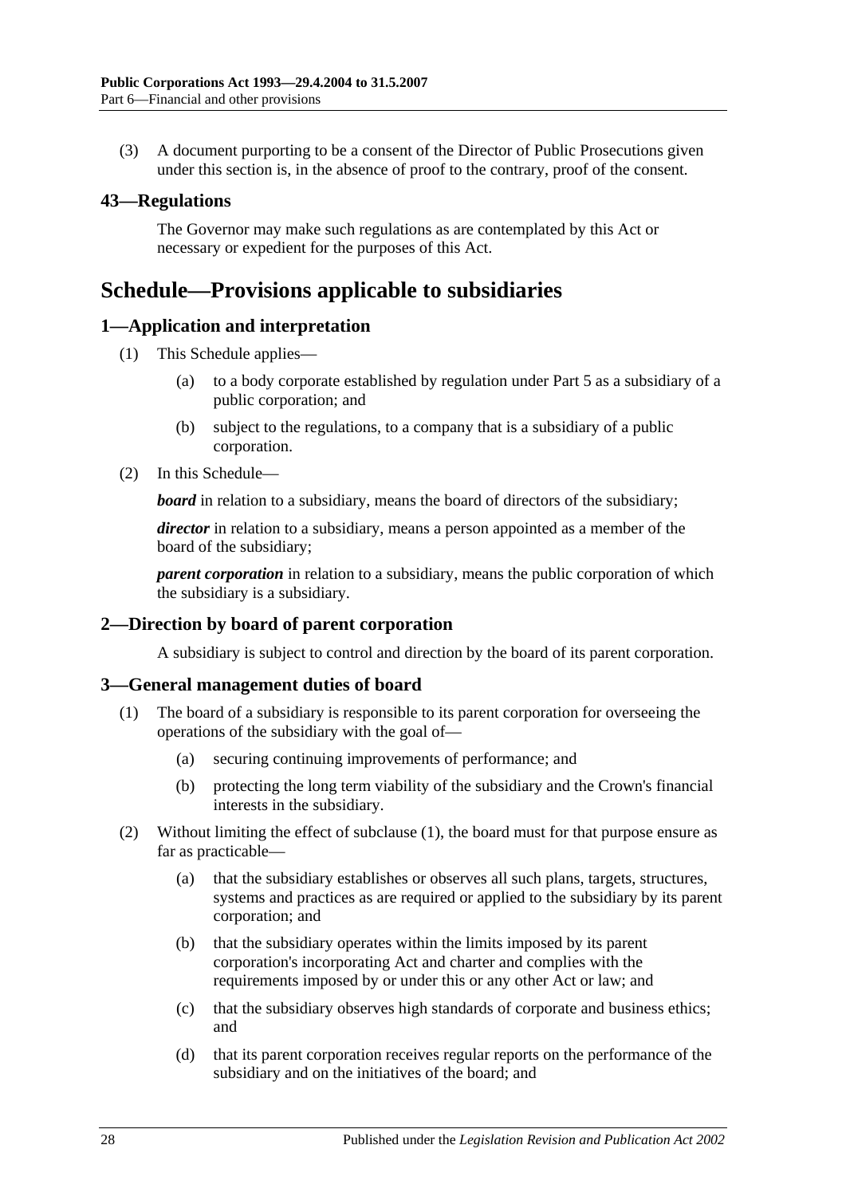(3) A document purporting to be a consent of the Director of Public Prosecutions given under this section is, in the absence of proof to the contrary, proof of the consent.

### 43—Regulations

The Governor may make such regulations as are contemplated by this Act or necessary or expedient for the purposes of this Act.

## Schedule—Provisions applicable to subsidiaries

### 1—Application and interpretation

(1) This Schedule applies—

(a) to a body corporate established by regulation under Part 5 as a subsidiary of a public corporation; and

(b) subject to the regulations, to a company that is a subsidiary of a public corporation.

(2) In this Schedule—

***board*** in relation to a subsidiary, means the board of directors of the subsidiary;

***director*** in relation to a subsidiary, means a person appointed as a member of the board of the subsidiary;

***parent corporation*** in relation to a subsidiary, means the public corporation of which the subsidiary is a subsidiary.

### 2—Direction by board of parent corporation

A subsidiary is subject to control and direction by the board of its parent corporation.

### 3—General management duties of board

(1) The board of a subsidiary is responsible to its parent corporation for overseeing the operations of the subsidiary with the goal of—

(a) securing continuing improvements of performance; and

(b) protecting the long term viability of the subsidiary and the Crown's financial interests in the subsidiary.

(2) Without limiting the effect of subclause (1), the board must for that purpose ensure as far as practicable—

(a) that the subsidiary establishes or observes all such plans, targets, structures, systems and practices as are required or applied to the subsidiary by its parent corporation; and

(b) that the subsidiary operates within the limits imposed by its parent corporation's incorporating Act and charter and complies with the requirements imposed by or under this or any other Act or law; and

(c) that the subsidiary observes high standards of corporate and business ethics; and

(d) that its parent corporation receives regular reports on the performance of the subsidiary and on the initiatives of the board; and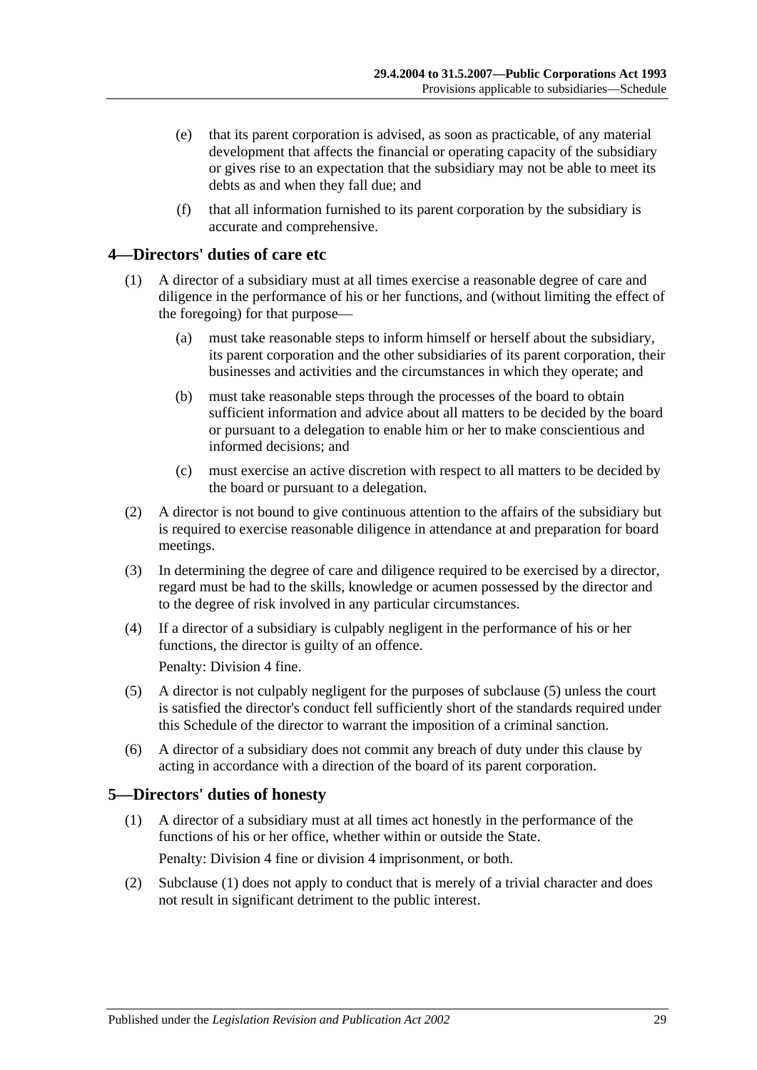(e) that its parent corporation is advised, as soon as practicable, of any material development that affects the financial or operating capacity of the subsidiary or gives rise to an expectation that the subsidiary may not be able to meet its debts as and when they fall due; and

(f) that all information furnished to its parent corporation by the subsidiary is accurate and comprehensive.

## 4—Directors' duties of care etc

(1) A director of a subsidiary must at all times exercise a reasonable degree of care and diligence in the performance of his or her functions, and (without limiting the effect of the foregoing) for that purpose—

(a) must take reasonable steps to inform himself or herself about the subsidiary, its parent corporation and the other subsidiaries of its parent corporation, their businesses and activities and the circumstances in which they operate; and

(b) must take reasonable steps through the processes of the board to obtain sufficient information and advice about all matters to be decided by the board or pursuant to a delegation to enable him or her to make conscientious and informed decisions; and

(c) must exercise an active discretion with respect to all matters to be decided by the board or pursuant to a delegation.

(2) A director is not bound to give continuous attention to the affairs of the subsidiary but is required to exercise reasonable diligence in attendance at and preparation for board meetings.

(3) In determining the degree of care and diligence required to be exercised by a director, regard must be had to the skills, knowledge or acumen possessed by the director and to the degree of risk involved in any particular circumstances.

(4) If a director of a subsidiary is culpably negligent in the performance of his or her functions, the director is guilty of an offence.

Penalty: Division 4 fine.

(5) A director is not culpably negligent for the purposes of subclause (5) unless the court is satisfied the director's conduct fell sufficiently short of the standards required under this Schedule of the director to warrant the imposition of a criminal sanction.

(6) A director of a subsidiary does not commit any breach of duty under this clause by acting in accordance with a direction of the board of its parent corporation.

## 5—Directors' duties of honesty

(1) A director of a subsidiary must at all times act honestly in the performance of the functions of his or her office, whether within or outside the State.

Penalty: Division 4 fine or division 4 imprisonment, or both.

(2) Subclause (1) does not apply to conduct that is merely of a trivial character and does not result in significant detriment to the public interest.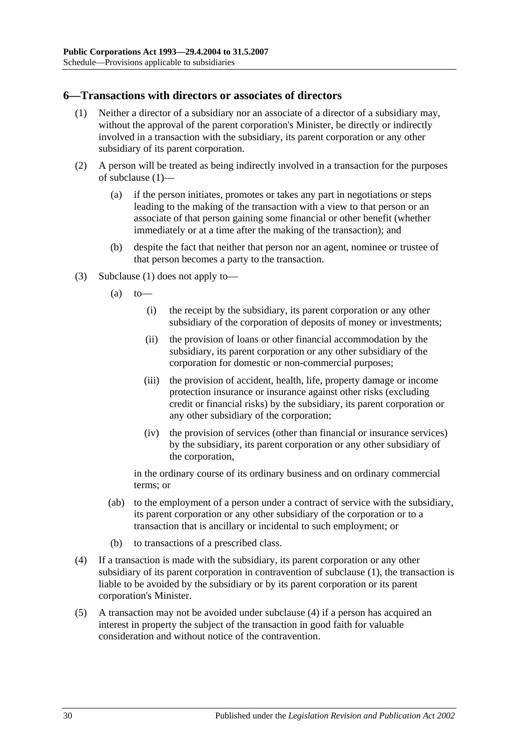## 6—Transactions with directors or associates of directors

(1) Neither a director of a subsidiary nor an associate of a director of a subsidiary may, without the approval of the parent corporation's Minister, be directly or indirectly involved in a transaction with the subsidiary, its parent corporation or any other subsidiary of its parent corporation.

(2) A person will be treated as being indirectly involved in a transaction for the purposes of subclause (1)—

- (a) if the person initiates, promotes or takes any part in negotiations or steps leading to the making of the transaction with a view to that person or an associate of that person gaining some financial or other benefit (whether immediately or at a time after the making of the transaction); and
- (b) despite the fact that neither that person nor an agent, nominee or trustee of that person becomes a party to the transaction.

(3) Subclause (1) does not apply to—

- (a) to—
    - (i) the receipt by the subsidiary, its parent corporation or any other subsidiary of the corporation of deposits of money or investments;
    - (ii) the provision of loans or other financial accommodation by the subsidiary, its parent corporation or any other subsidiary of the corporation for domestic or non-commercial purposes;
    - (iii) the provision of accident, health, life, property damage or income protection insurance or insurance against other risks (excluding credit or financial risks) by the subsidiary, its parent corporation or any other subsidiary of the corporation;
    - (iv) the provision of services (other than financial or insurance services) by the subsidiary, its parent corporation or any other subsidiary of the corporation,

  in the ordinary course of its ordinary business and on ordinary commercial terms; or
- (ab) to the employment of a person under a contract of service with the subsidiary, its parent corporation or any other subsidiary of the corporation or to a transaction that is ancillary or incidental to such employment; or
- (b) to transactions of a prescribed class.

(4) If a transaction is made with the subsidiary, its parent corporation or any other subsidiary of its parent corporation in contravention of subclause (1), the transaction is liable to be avoided by the subsidiary or by its parent corporation or its parent corporation's Minister.

(5) A transaction may not be avoided under subclause (4) if a person has acquired an interest in property the subject of the transaction in good faith for valuable consideration and without notice of the contravention.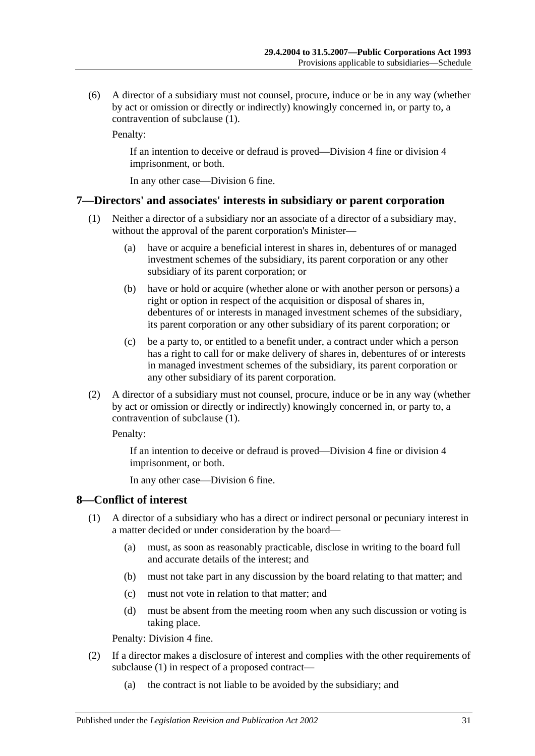(6) A director of a subsidiary must not counsel, procure, induce or be in any way (whether by act or omission or directly or indirectly) knowingly concerned in, or party to, a contravention of subclause (1).

Penalty:

If an intention to deceive or defraud is proved—Division 4 fine or division 4 imprisonment, or both.

In any other case—Division 6 fine.

## 7—Directors' and associates' interests in subsidiary or parent corporation

(1) Neither a director of a subsidiary nor an associate of a director of a subsidiary may, without the approval of the parent corporation's Minister—

(a) have or acquire a beneficial interest in shares in, debentures of or managed investment schemes of the subsidiary, its parent corporation or any other subsidiary of its parent corporation; or

(b) have or hold or acquire (whether alone or with another person or persons) a right or option in respect of the acquisition or disposal of shares in, debentures of or interests in managed investment schemes of the subsidiary, its parent corporation or any other subsidiary of its parent corporation; or

(c) be a party to, or entitled to a benefit under, a contract under which a person has a right to call for or make delivery of shares in, debentures of or interests in managed investment schemes of the subsidiary, its parent corporation or any other subsidiary of its parent corporation.

(2) A director of a subsidiary must not counsel, procure, induce or be in any way (whether by act or omission or directly or indirectly) knowingly concerned in, or party to, a contravention of subclause (1).

Penalty:

If an intention to deceive or defraud is proved—Division 4 fine or division 4 imprisonment, or both.

In any other case—Division 6 fine.

## 8—Conflict of interest

(1) A director of a subsidiary who has a direct or indirect personal or pecuniary interest in a matter decided or under consideration by the board—

(a) must, as soon as reasonably practicable, disclose in writing to the board full and accurate details of the interest; and

(b) must not take part in any discussion by the board relating to that matter; and

(c) must not vote in relation to that matter; and

(d) must be absent from the meeting room when any such discussion or voting is taking place.

Penalty: Division 4 fine.

(2) If a director makes a disclosure of interest and complies with the other requirements of subclause (1) in respect of a proposed contract—

(a) the contract is not liable to be avoided by the subsidiary; and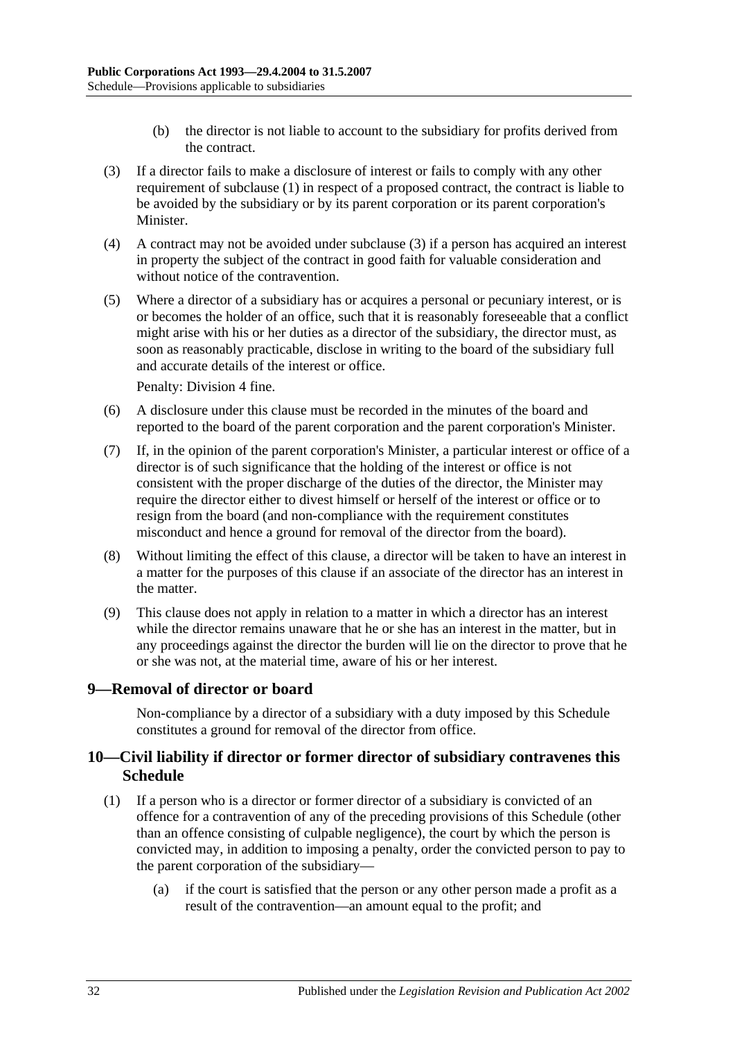(b) the director is not liable to account to the subsidiary for profits derived from the contract.

(3) If a director fails to make a disclosure of interest or fails to comply with any other requirement of subclause (1) in respect of a proposed contract, the contract is liable to be avoided by the subsidiary or by its parent corporation or its parent corporation's Minister.

(4) A contract may not be avoided under subclause (3) if a person has acquired an interest in property the subject of the contract in good faith for valuable consideration and without notice of the contravention.

(5) Where a director of a subsidiary has or acquires a personal or pecuniary interest, or is or becomes the holder of an office, such that it is reasonably foreseeable that a conflict might arise with his or her duties as a director of the subsidiary, the director must, as soon as reasonably practicable, disclose in writing to the board of the subsidiary full and accurate details of the interest or office.

Penalty: Division 4 fine.

(6) A disclosure under this clause must be recorded in the minutes of the board and reported to the board of the parent corporation and the parent corporation's Minister.

(7) If, in the opinion of the parent corporation's Minister, a particular interest or office of a director is of such significance that the holding of the interest or office is not consistent with the proper discharge of the duties of the director, the Minister may require the director either to divest himself or herself of the interest or office or to resign from the board (and non-compliance with the requirement constitutes misconduct and hence a ground for removal of the director from the board).

(8) Without limiting the effect of this clause, a director will be taken to have an interest in a matter for the purposes of this clause if an associate of the director has an interest in the matter.

(9) This clause does not apply in relation to a matter in which a director has an interest while the director remains unaware that he or she has an interest in the matter, but in any proceedings against the director the burden will lie on the director to prove that he or she was not, at the material time, aware of his or her interest.

## 9—Removal of director or board

Non-compliance by a director of a subsidiary with a duty imposed by this Schedule constitutes a ground for removal of the director from office.

## 10—Civil liability if director or former director of subsidiary contravenes this Schedule

(1) If a person who is a director or former director of a subsidiary is convicted of an offence for a contravention of any of the preceding provisions of this Schedule (other than an offence consisting of culpable negligence), the court by which the person is convicted may, in addition to imposing a penalty, order the convicted person to pay to the parent corporation of the subsidiary—

(a) if the court is satisfied that the person or any other person made a profit as a result of the contravention—an amount equal to the profit; and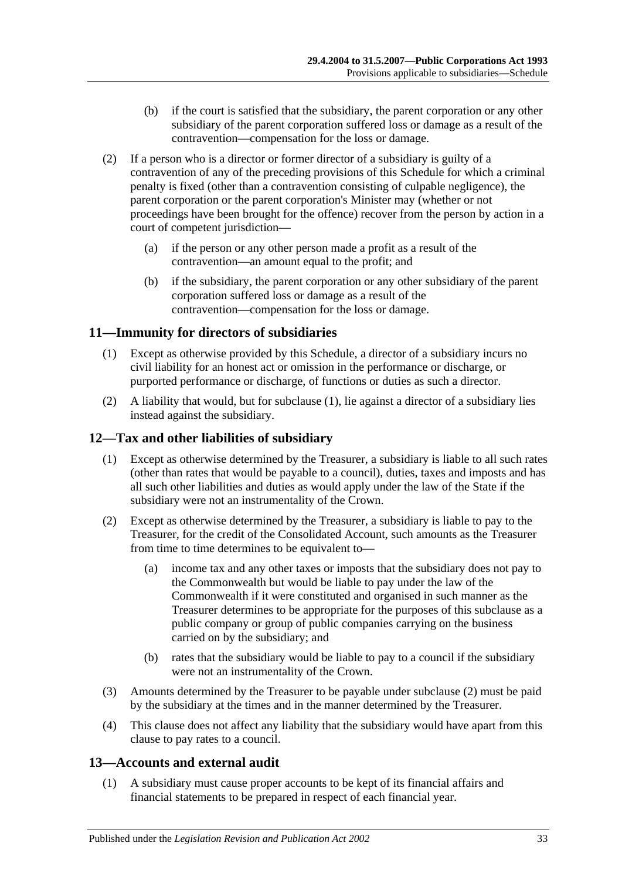(b) if the court is satisfied that the subsidiary, the parent corporation or any other subsidiary of the parent corporation suffered loss or damage as a result of the contravention—compensation for the loss or damage.

(2) If a person who is a director or former director of a subsidiary is guilty of a contravention of any of the preceding provisions of this Schedule for which a criminal penalty is fixed (other than a contravention consisting of culpable negligence), the parent corporation or the parent corporation's Minister may (whether or not proceedings have been brought for the offence) recover from the person by action in a court of competent jurisdiction—

(a) if the person or any other person made a profit as a result of the contravention—an amount equal to the profit; and

(b) if the subsidiary, the parent corporation or any other subsidiary of the parent corporation suffered loss or damage as a result of the contravention—compensation for the loss or damage.

## 11—Immunity for directors of subsidiaries

(1) Except as otherwise provided by this Schedule, a director of a subsidiary incurs no civil liability for an honest act or omission in the performance or discharge, or purported performance or discharge, of functions or duties as such a director.

(2) A liability that would, but for subclause (1), lie against a director of a subsidiary lies instead against the subsidiary.

## 12—Tax and other liabilities of subsidiary

(1) Except as otherwise determined by the Treasurer, a subsidiary is liable to all such rates (other than rates that would be payable to a council), duties, taxes and imposts and has all such other liabilities and duties as would apply under the law of the State if the subsidiary were not an instrumentality of the Crown.

(2) Except as otherwise determined by the Treasurer, a subsidiary is liable to pay to the Treasurer, for the credit of the Consolidated Account, such amounts as the Treasurer from time to time determines to be equivalent to—

(a) income tax and any other taxes or imposts that the subsidiary does not pay to the Commonwealth but would be liable to pay under the law of the Commonwealth if it were constituted and organised in such manner as the Treasurer determines to be appropriate for the purposes of this subclause as a public company or group of public companies carrying on the business carried on by the subsidiary; and

(b) rates that the subsidiary would be liable to pay to a council if the subsidiary were not an instrumentality of the Crown.

(3) Amounts determined by the Treasurer to be payable under subclause (2) must be paid by the subsidiary at the times and in the manner determined by the Treasurer.

(4) This clause does not affect any liability that the subsidiary would have apart from this clause to pay rates to a council.

## 13—Accounts and external audit

(1) A subsidiary must cause proper accounts to be kept of its financial affairs and financial statements to be prepared in respect of each financial year.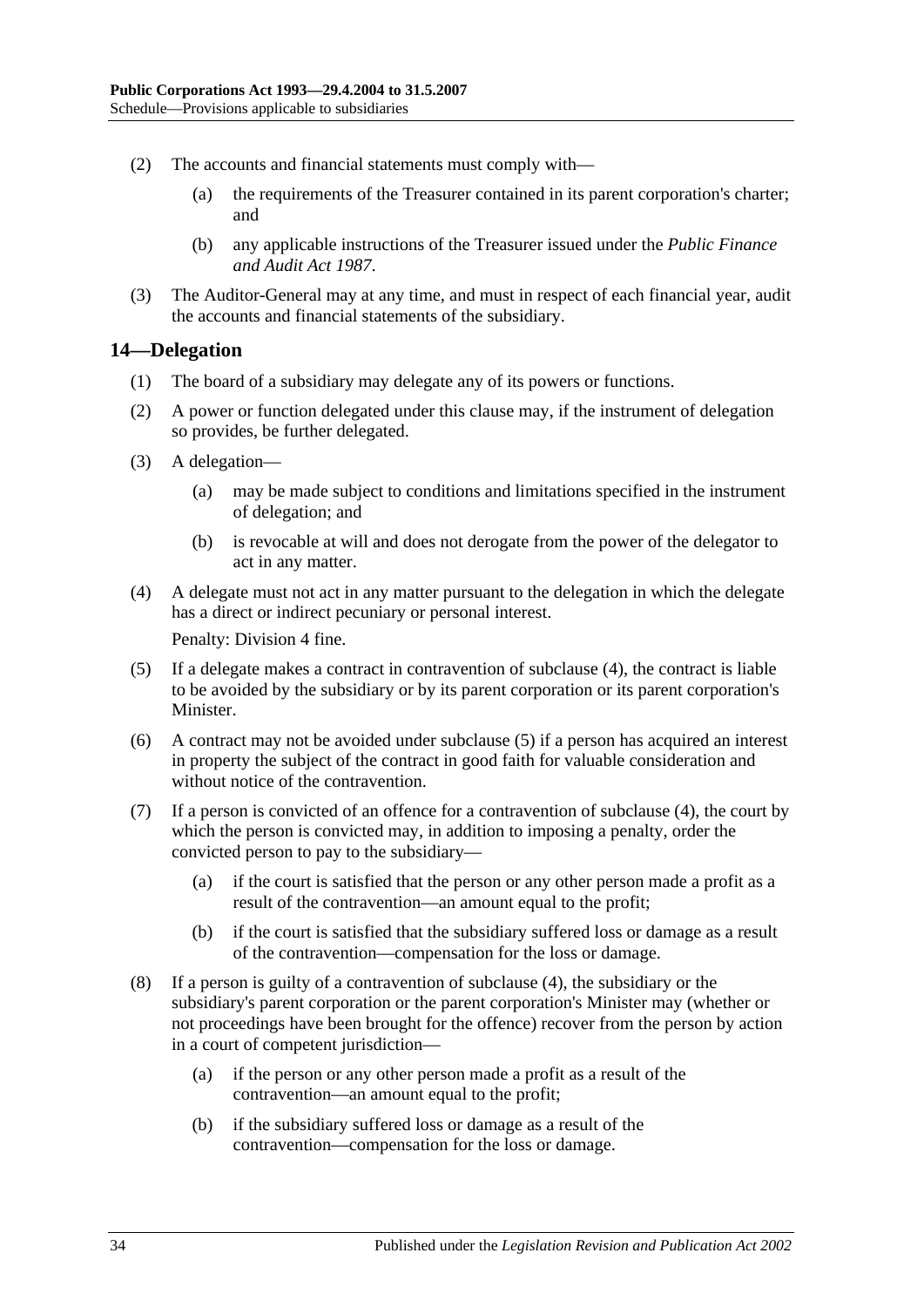(2) The accounts and financial statements must comply with—

(a) the requirements of the Treasurer contained in its parent corporation's charter; and

(b) any applicable instructions of the Treasurer issued under the *Public Finance and Audit Act 1987*.

(3) The Auditor-General may at any time, and must in respect of each financial year, audit the accounts and financial statements of the subsidiary.

## 14—Delegation

(1) The board of a subsidiary may delegate any of its powers or functions.

(2) A power or function delegated under this clause may, if the instrument of delegation so provides, be further delegated.

(3) A delegation—

(a) may be made subject to conditions and limitations specified in the instrument of delegation; and

(b) is revocable at will and does not derogate from the power of the delegator to act in any matter.

(4) A delegate must not act in any matter pursuant to the delegation in which the delegate has a direct or indirect pecuniary or personal interest.

Penalty: Division 4 fine.

(5) If a delegate makes a contract in contravention of subclause (4), the contract is liable to be avoided by the subsidiary or by its parent corporation or its parent corporation's Minister.

(6) A contract may not be avoided under subclause (5) if a person has acquired an interest in property the subject of the contract in good faith for valuable consideration and without notice of the contravention.

(7) If a person is convicted of an offence for a contravention of subclause (4), the court by which the person is convicted may, in addition to imposing a penalty, order the convicted person to pay to the subsidiary—

(a) if the court is satisfied that the person or any other person made a profit as a result of the contravention—an amount equal to the profit;

(b) if the court is satisfied that the subsidiary suffered loss or damage as a result of the contravention—compensation for the loss or damage.

(8) If a person is guilty of a contravention of subclause (4), the subsidiary or the subsidiary's parent corporation or the parent corporation's Minister may (whether or not proceedings have been brought for the offence) recover from the person by action in a court of competent jurisdiction—

(a) if the person or any other person made a profit as a result of the contravention—an amount equal to the profit;

(b) if the subsidiary suffered loss or damage as a result of the contravention—compensation for the loss or damage.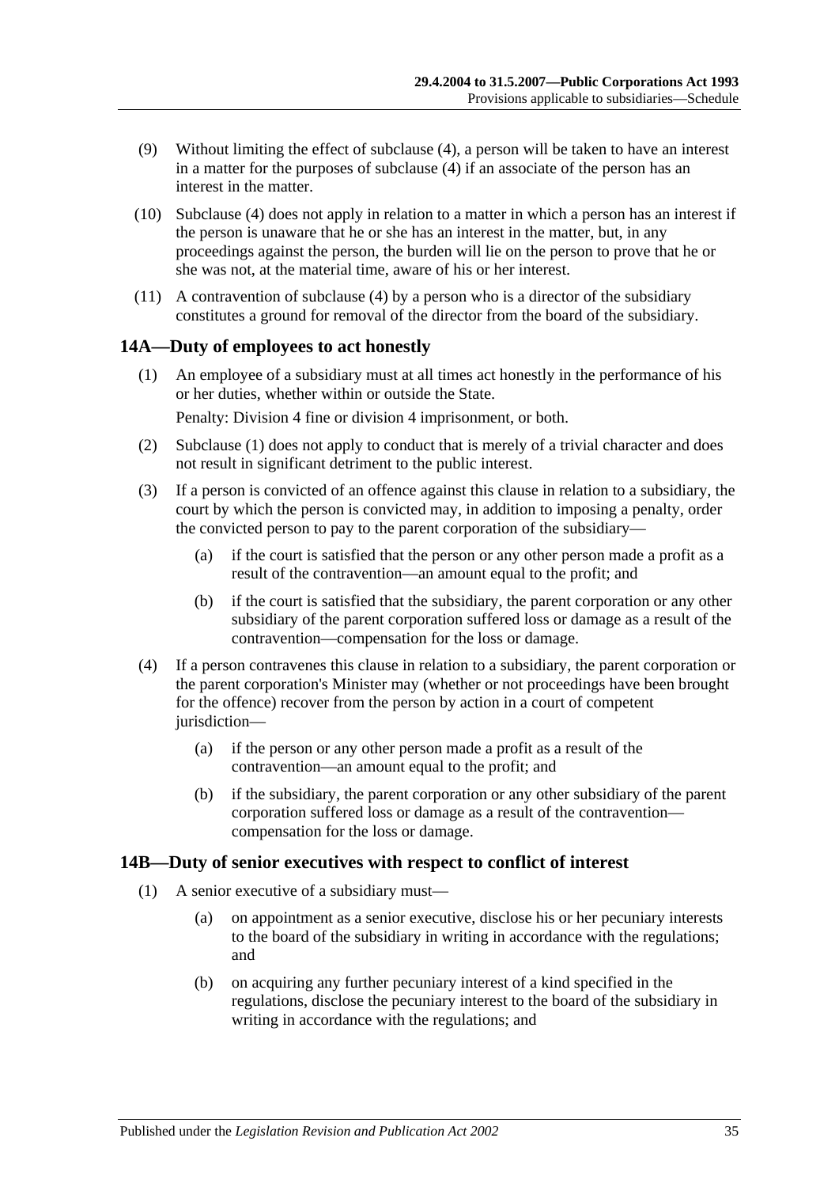(9) Without limiting the effect of subclause (4), a person will be taken to have an interest in a matter for the purposes of subclause (4) if an associate of the person has an interest in the matter.

(10) Subclause (4) does not apply in relation to a matter in which a person has an interest if the person is unaware that he or she has an interest in the matter, but, in any proceedings against the person, the burden will lie on the person to prove that he or she was not, at the material time, aware of his or her interest.

(11) A contravention of subclause (4) by a person who is a director of the subsidiary constitutes a ground for removal of the director from the board of the subsidiary.

## 14A—Duty of employees to act honestly

(1) An employee of a subsidiary must at all times act honestly in the performance of his or her duties, whether within or outside the State.

Penalty: Division 4 fine or division 4 imprisonment, or both.

(2) Subclause (1) does not apply to conduct that is merely of a trivial character and does not result in significant detriment to the public interest.

(3) If a person is convicted of an offence against this clause in relation to a subsidiary, the court by which the person is convicted may, in addition to imposing a penalty, order the convicted person to pay to the parent corporation of the subsidiary—

(a) if the court is satisfied that the person or any other person made a profit as a result of the contravention—an amount equal to the profit; and

(b) if the court is satisfied that the subsidiary, the parent corporation or any other subsidiary of the parent corporation suffered loss or damage as a result of the contravention—compensation for the loss or damage.

(4) If a person contravenes this clause in relation to a subsidiary, the parent corporation or the parent corporation's Minister may (whether or not proceedings have been brought for the offence) recover from the person by action in a court of competent jurisdiction—

(a) if the person or any other person made a profit as a result of the contravention—an amount equal to the profit; and

(b) if the subsidiary, the parent corporation or any other subsidiary of the parent corporation suffered loss or damage as a result of the contravention—compensation for the loss or damage.

## 14B—Duty of senior executives with respect to conflict of interest

(1) A senior executive of a subsidiary must—

(a) on appointment as a senior executive, disclose his or her pecuniary interests to the board of the subsidiary in writing in accordance with the regulations; and

(b) on acquiring any further pecuniary interest of a kind specified in the regulations, disclose the pecuniary interest to the board of the subsidiary in writing in accordance with the regulations; and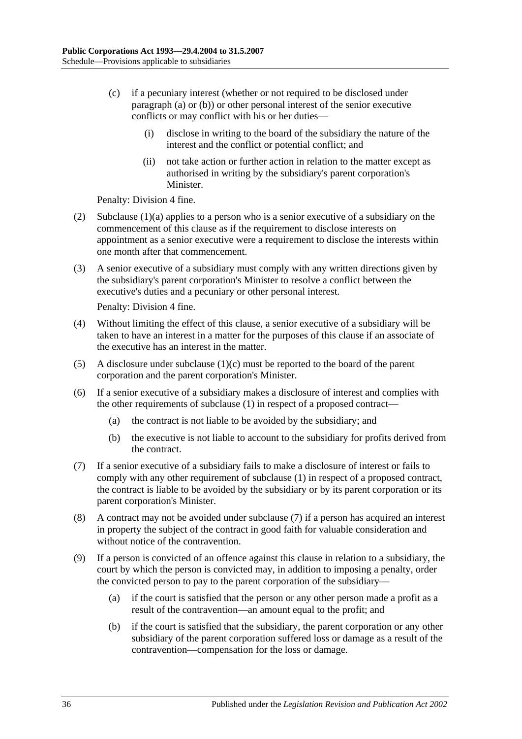(c) if a pecuniary interest (whether or not required to be disclosed under paragraph (a) or (b)) or other personal interest of the senior executive conflicts or may conflict with his or her duties—

(i) disclose in writing to the board of the subsidiary the nature of the interest and the conflict or potential conflict; and

(ii) not take action or further action in relation to the matter except as authorised in writing by the subsidiary's parent corporation's Minister.

Penalty: Division 4 fine.

(2) Subclause (1)(a) applies to a person who is a senior executive of a subsidiary on the commencement of this clause as if the requirement to disclose interests on appointment as a senior executive were a requirement to disclose the interests within one month after that commencement.

(3) A senior executive of a subsidiary must comply with any written directions given by the subsidiary's parent corporation's Minister to resolve a conflict between the executive's duties and a pecuniary or other personal interest.

Penalty: Division 4 fine.

(4) Without limiting the effect of this clause, a senior executive of a subsidiary will be taken to have an interest in a matter for the purposes of this clause if an associate of the executive has an interest in the matter.

(5) A disclosure under subclause (1)(c) must be reported to the board of the parent corporation and the parent corporation's Minister.

(6) If a senior executive of a subsidiary makes a disclosure of interest and complies with the other requirements of subclause (1) in respect of a proposed contract—

(a) the contract is not liable to be avoided by the subsidiary; and

(b) the executive is not liable to account to the subsidiary for profits derived from the contract.

(7) If a senior executive of a subsidiary fails to make a disclosure of interest or fails to comply with any other requirement of subclause (1) in respect of a proposed contract, the contract is liable to be avoided by the subsidiary or by its parent corporation or its parent corporation's Minister.

(8) A contract may not be avoided under subclause (7) if a person has acquired an interest in property the subject of the contract in good faith for valuable consideration and without notice of the contravention.

(9) If a person is convicted of an offence against this clause in relation to a subsidiary, the court by which the person is convicted may, in addition to imposing a penalty, order the convicted person to pay to the parent corporation of the subsidiary—

(a) if the court is satisfied that the person or any other person made a profit as a result of the contravention—an amount equal to the profit; and

(b) if the court is satisfied that the subsidiary, the parent corporation or any other subsidiary of the parent corporation suffered loss or damage as a result of the contravention—compensation for the loss or damage.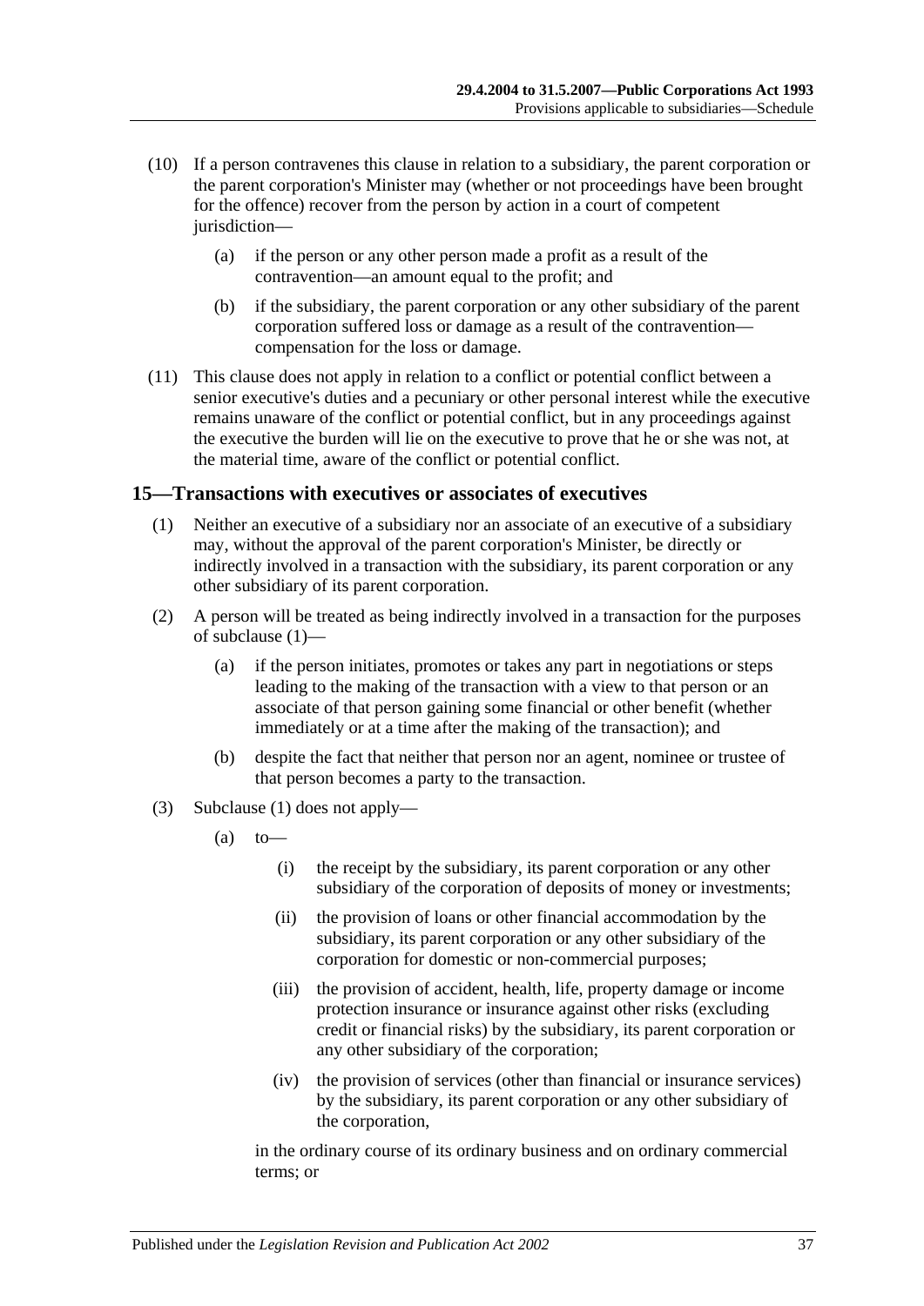(10) If a person contravenes this clause in relation to a subsidiary, the parent corporation or the parent corporation's Minister may (whether or not proceedings have been brought for the offence) recover from the person by action in a court of competent jurisdiction—

  (a) if the person or any other person made a profit as a result of the contravention—an amount equal to the profit; and

  (b) if the subsidiary, the parent corporation or any other subsidiary of the parent corporation suffered loss or damage as a result of the contravention—compensation for the loss or damage.

(11) This clause does not apply in relation to a conflict or potential conflict between a senior executive's duties and a pecuniary or other personal interest while the executive remains unaware of the conflict or potential conflict, but in any proceedings against the executive the burden will lie on the executive to prove that he or she was not, at the material time, aware of the conflict or potential conflict.

## 15—Transactions with executives or associates of executives

(1) Neither an executive of a subsidiary nor an associate of an executive of a subsidiary may, without the approval of the parent corporation's Minister, be directly or indirectly involved in a transaction with the subsidiary, its parent corporation or any other subsidiary of its parent corporation.

(2) A person will be treated as being indirectly involved in a transaction for the purposes of subclause (1)—

  (a) if the person initiates, promotes or takes any part in negotiations or steps leading to the making of the transaction with a view to that person or an associate of that person gaining some financial or other benefit (whether immediately or at a time after the making of the transaction); and

  (b) despite the fact that neither that person nor an agent, nominee or trustee of that person becomes a party to the transaction.

(3) Subclause (1) does not apply—

  (a) to—

    (i) the receipt by the subsidiary, its parent corporation or any other subsidiary of the corporation of deposits of money or investments;

    (ii) the provision of loans or other financial accommodation by the subsidiary, its parent corporation or any other subsidiary of the corporation for domestic or non-commercial purposes;

    (iii) the provision of accident, health, life, property damage or income protection insurance or insurance against other risks (excluding credit or financial risks) by the subsidiary, its parent corporation or any other subsidiary of the corporation;

    (iv) the provision of services (other than financial or insurance services) by the subsidiary, its parent corporation or any other subsidiary of the corporation,

  in the ordinary course of its ordinary business and on ordinary commercial terms; or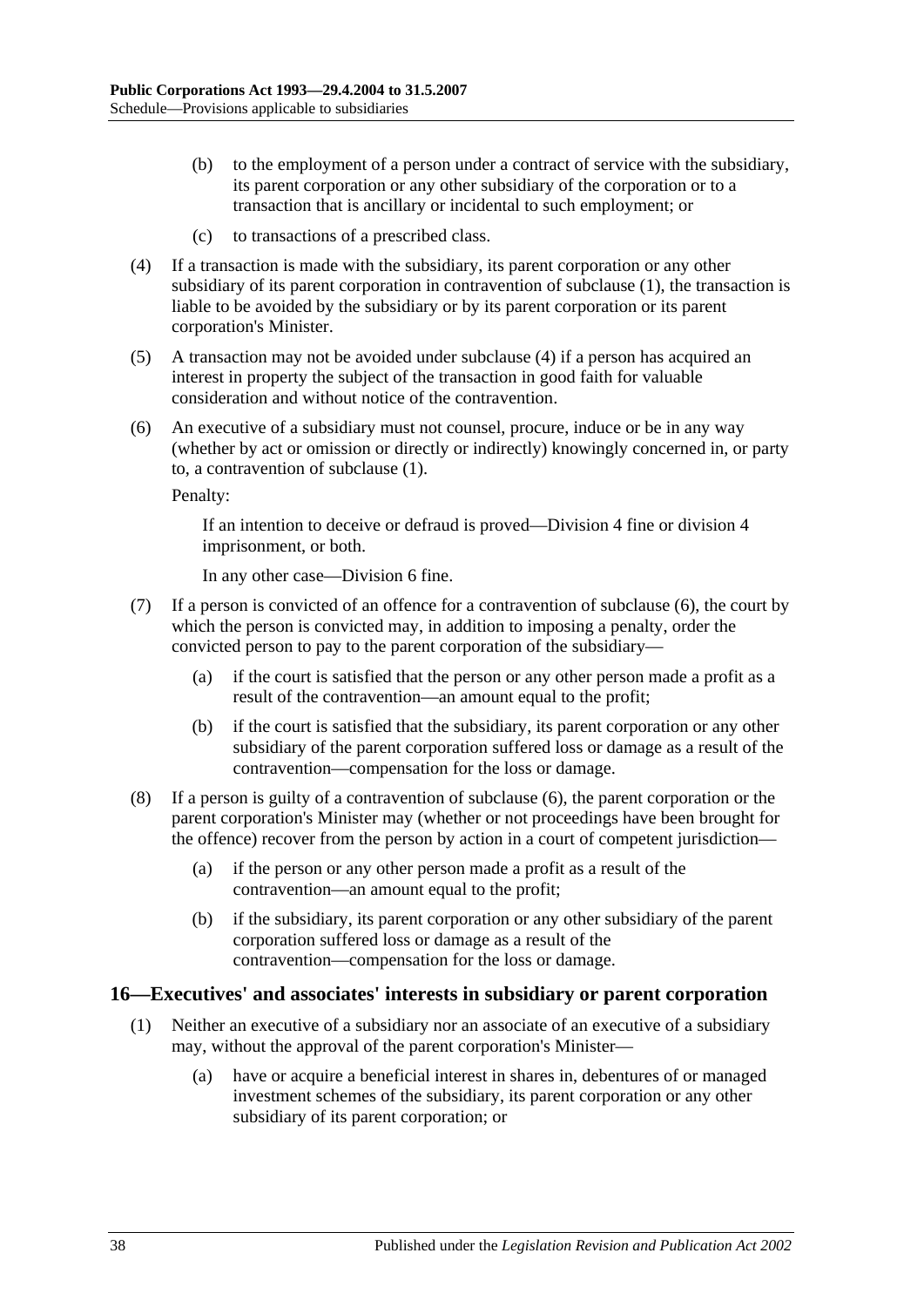(b) to the employment of a person under a contract of service with the subsidiary, its parent corporation or any other subsidiary of the corporation or to a transaction that is ancillary or incidental to such employment; or

(c) to transactions of a prescribed class.

(4) If a transaction is made with the subsidiary, its parent corporation or any other subsidiary of its parent corporation in contravention of subclause (1), the transaction is liable to be avoided by the subsidiary or by its parent corporation or its parent corporation's Minister.

(5) A transaction may not be avoided under subclause (4) if a person has acquired an interest in property the subject of the transaction in good faith for valuable consideration and without notice of the contravention.

(6) An executive of a subsidiary must not counsel, procure, induce or be in any way (whether by act or omission or directly or indirectly) knowingly concerned in, or party to, a contravention of subclause (1).

Penalty:

If an intention to deceive or defraud is proved—Division 4 fine or division 4 imprisonment, or both.

In any other case—Division 6 fine.

(7) If a person is convicted of an offence for a contravention of subclause (6), the court by which the person is convicted may, in addition to imposing a penalty, order the convicted person to pay to the parent corporation of the subsidiary—

(a) if the court is satisfied that the person or any other person made a profit as a result of the contravention—an amount equal to the profit;

(b) if the court is satisfied that the subsidiary, its parent corporation or any other subsidiary of the parent corporation suffered loss or damage as a result of the contravention—compensation for the loss or damage.

(8) If a person is guilty of a contravention of subclause (6), the parent corporation or the parent corporation's Minister may (whether or not proceedings have been brought for the offence) recover from the person by action in a court of competent jurisdiction—

(a) if the person or any other person made a profit as a result of the contravention—an amount equal to the profit;

(b) if the subsidiary, its parent corporation or any other subsidiary of the parent corporation suffered loss or damage as a result of the contravention—compensation for the loss or damage.

## 16—Executives' and associates' interests in subsidiary or parent corporation

(1) Neither an executive of a subsidiary nor an associate of an executive of a subsidiary may, without the approval of the parent corporation's Minister—

(a) have or acquire a beneficial interest in shares in, debentures of or managed investment schemes of the subsidiary, its parent corporation or any other subsidiary of its parent corporation; or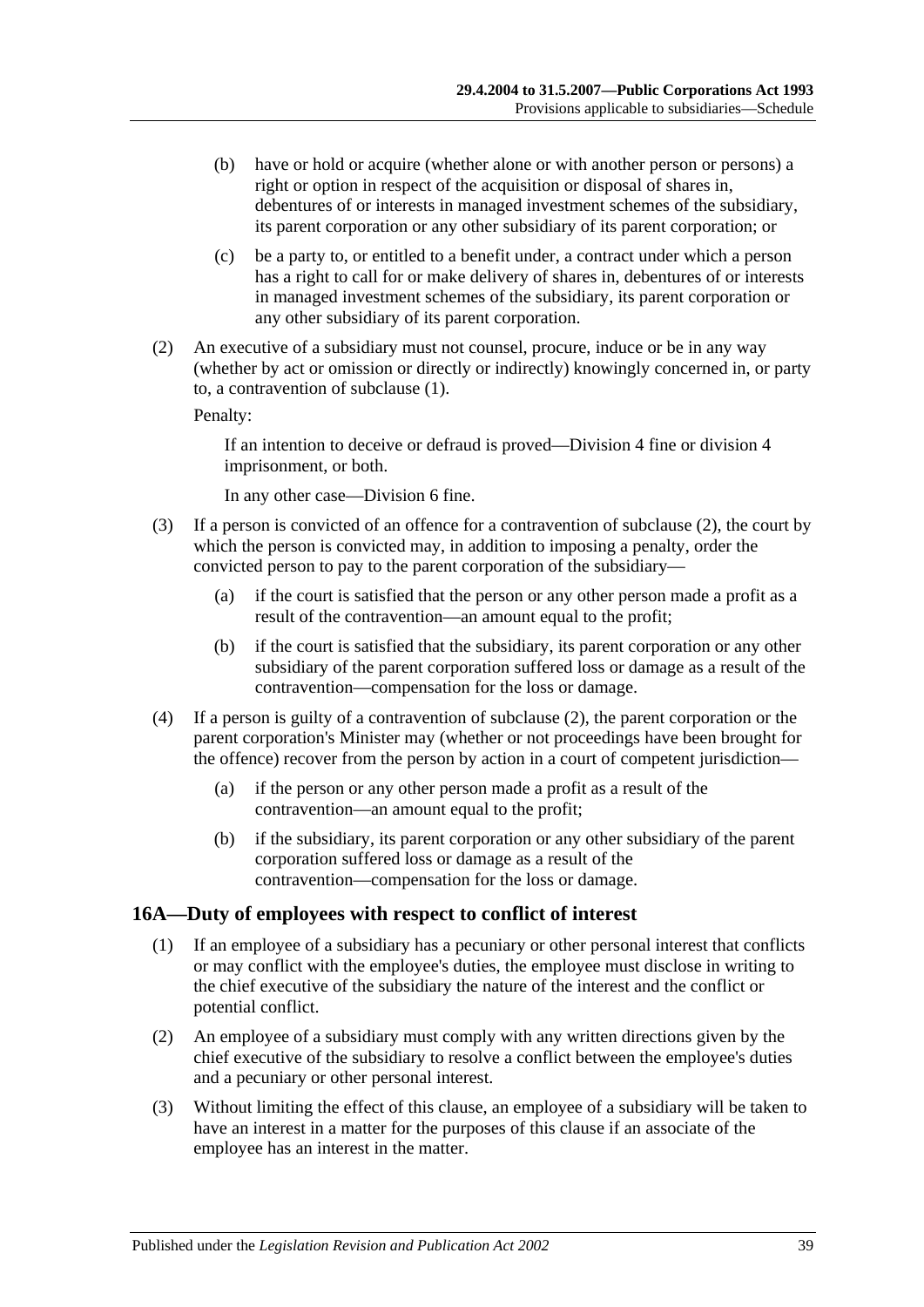(b) have or hold or acquire (whether alone or with another person or persons) a right or option in respect of the acquisition or disposal of shares in, debentures of or interests in managed investment schemes of the subsidiary, its parent corporation or any other subsidiary of its parent corporation; or

(c) be a party to, or entitled to a benefit under, a contract under which a person has a right to call for or make delivery of shares in, debentures of or interests in managed investment schemes of the subsidiary, its parent corporation or any other subsidiary of its parent corporation.

(2) An executive of a subsidiary must not counsel, procure, induce or be in any way (whether by act or omission or directly or indirectly) knowingly concerned in, or party to, a contravention of subclause (1).

Penalty:

If an intention to deceive or defraud is proved—Division 4 fine or division 4 imprisonment, or both.

In any other case—Division 6 fine.

(3) If a person is convicted of an offence for a contravention of subclause (2), the court by which the person is convicted may, in addition to imposing a penalty, order the convicted person to pay to the parent corporation of the subsidiary—

(a) if the court is satisfied that the person or any other person made a profit as a result of the contravention—an amount equal to the profit;

(b) if the court is satisfied that the subsidiary, its parent corporation or any other subsidiary of the parent corporation suffered loss or damage as a result of the contravention—compensation for the loss or damage.

(4) If a person is guilty of a contravention of subclause (2), the parent corporation or the parent corporation's Minister may (whether or not proceedings have been brought for the offence) recover from the person by action in a court of competent jurisdiction—

(a) if the person or any other person made a profit as a result of the contravention—an amount equal to the profit;

(b) if the subsidiary, its parent corporation or any other subsidiary of the parent corporation suffered loss or damage as a result of the contravention—compensation for the loss or damage.

## 16A—Duty of employees with respect to conflict of interest

(1) If an employee of a subsidiary has a pecuniary or other personal interest that conflicts or may conflict with the employee's duties, the employee must disclose in writing to the chief executive of the subsidiary the nature of the interest and the conflict or potential conflict.

(2) An employee of a subsidiary must comply with any written directions given by the chief executive of the subsidiary to resolve a conflict between the employee's duties and a pecuniary or other personal interest.

(3) Without limiting the effect of this clause, an employee of a subsidiary will be taken to have an interest in a matter for the purposes of this clause if an associate of the employee has an interest in the matter.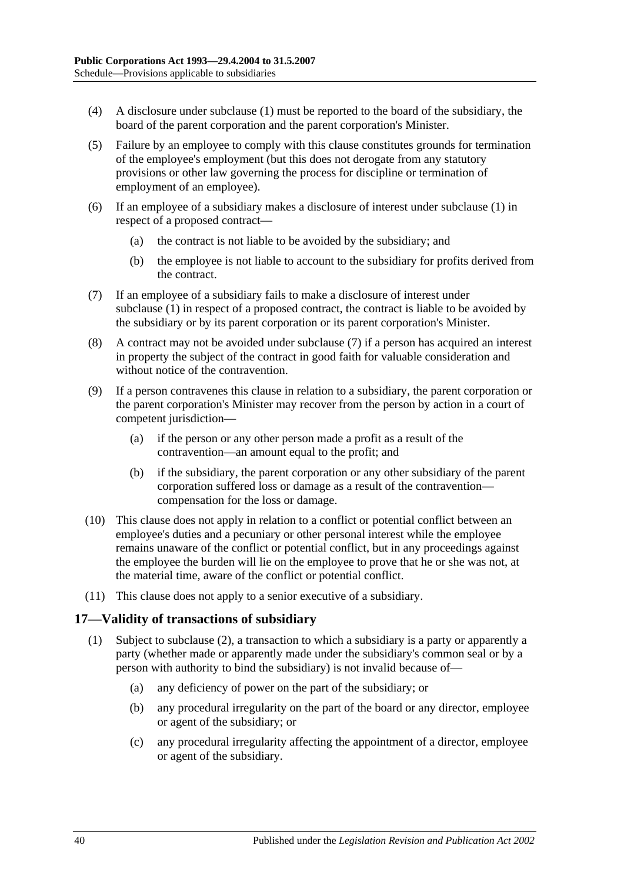(4) A disclosure under subclause (1) must be reported to the board of the subsidiary, the board of the parent corporation and the parent corporation's Minister.

(5) Failure by an employee to comply with this clause constitutes grounds for termination of the employee's employment (but this does not derogate from any statutory provisions or other law governing the process for discipline or termination of employment of an employee).

(6) If an employee of a subsidiary makes a disclosure of interest under subclause (1) in respect of a proposed contract—

(a) the contract is not liable to be avoided by the subsidiary; and

(b) the employee is not liable to account to the subsidiary for profits derived from the contract.

(7) If an employee of a subsidiary fails to make a disclosure of interest under subclause (1) in respect of a proposed contract, the contract is liable to be avoided by the subsidiary or by its parent corporation or its parent corporation's Minister.

(8) A contract may not be avoided under subclause (7) if a person has acquired an interest in property the subject of the contract in good faith for valuable consideration and without notice of the contravention.

(9) If a person contravenes this clause in relation to a subsidiary, the parent corporation or the parent corporation's Minister may recover from the person by action in a court of competent jurisdiction—

(a) if the person or any other person made a profit as a result of the contravention—an amount equal to the profit; and

(b) if the subsidiary, the parent corporation or any other subsidiary of the parent corporation suffered loss or damage as a result of the contravention—compensation for the loss or damage.

(10) This clause does not apply in relation to a conflict or potential conflict between an employee's duties and a pecuniary or other personal interest while the employee remains unaware of the conflict or potential conflict, but in any proceedings against the employee the burden will lie on the employee to prove that he or she was not, at the material time, aware of the conflict or potential conflict.

(11) This clause does not apply to a senior executive of a subsidiary.

## 17—Validity of transactions of subsidiary

(1) Subject to subclause (2), a transaction to which a subsidiary is a party or apparently a party (whether made or apparently made under the subsidiary's common seal or by a person with authority to bind the subsidiary) is not invalid because of—

(a) any deficiency of power on the part of the subsidiary; or

(b) any procedural irregularity on the part of the board or any director, employee or agent of the subsidiary; or

(c) any procedural irregularity affecting the appointment of a director, employee or agent of the subsidiary.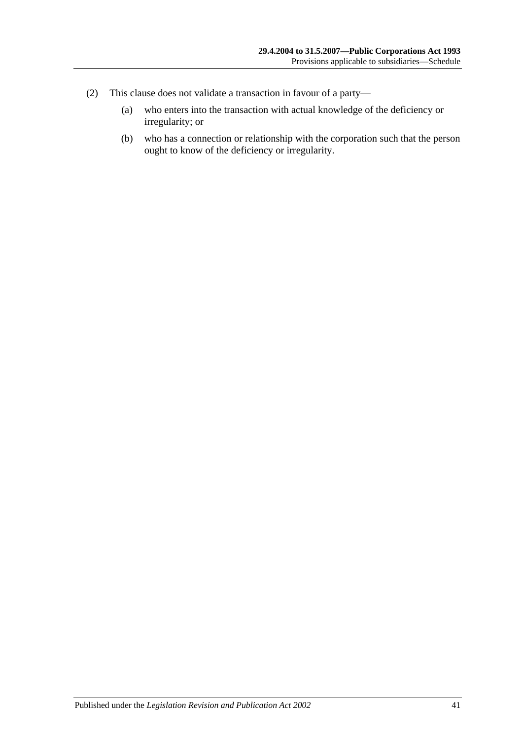(2) This clause does not validate a transaction in favour of a party—

(a) who enters into the transaction with actual knowledge of the deficiency or irregularity; or

(b) who has a connection or relationship with the corporation such that the person ought to know of the deficiency or irregularity.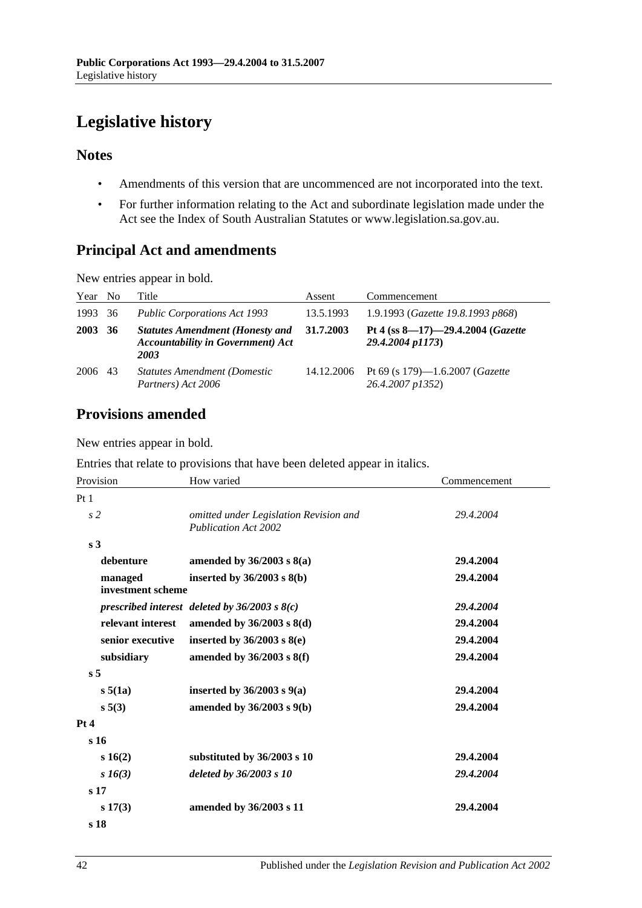# Legislative history

## Notes

- Amendments of this version that are uncommenced are not incorporated into the text.
- For further information relating to the Act and subordinate legislation made under the Act see the Index of South Australian Statutes or www.legislation.sa.gov.au.

## Principal Act and amendments

New entries appear in bold.

| Year | No | Title | Assent | Commencement |
|---|---|---|---|---|
| 1993 | 36 | *Public Corporations Act 1993* | 13.5.1993 | 1.9.1993 (*Gazette 19.8.1993 p868*) |
| **2003** | **36** | ***Statutes Amendment (Honesty and Accountability in Government) Act 2003*** | **31.7.2003** | **Pt 4 (ss 8—17)—29.4.2004 (*Gazette 29.4.2004 p1173*)** |
| 2006 | 43 | *Statutes Amendment (Domestic Partners) Act 2006* | 14.12.2006 | Pt 69 (s 179)—1.6.2007 (*Gazette 26.4.2007 p1352*) |

## Provisions amended

New entries appear in bold.

Entries that relate to provisions that have been deleted appear in italics.

| Provision | How varied | Commencement |
|---|---|---|
| Pt 1 | | |
| *s 2* | *omitted under Legislation Revision and Publication Act 2002* | *29.4.2004* |
| **s 3** | | |
| **debenture** | **amended by 36/2003 s 8(a)** | **29.4.2004** |
| **managed investment scheme** | **inserted by 36/2003 s 8(b)** | **29.4.2004** |
| ***prescribed interest*** | ***deleted by 36/2003 s 8(c)*** | ***29.4.2004*** |
| **relevant interest** | **amended by 36/2003 s 8(d)** | **29.4.2004** |
| **senior executive** | **inserted by 36/2003 s 8(e)** | **29.4.2004** |
| **subsidiary** | **amended by 36/2003 s 8(f)** | **29.4.2004** |
| **s 5** | | |
| **s 5(1a)** | **inserted by 36/2003 s 9(a)** | **29.4.2004** |
| **s 5(3)** | **amended by 36/2003 s 9(b)** | **29.4.2004** |
| **Pt 4** | | |
| **s 16** | | |
| **s 16(2)** | **substituted by 36/2003 s 10** | **29.4.2004** |
| ***s 16(3)*** | ***deleted by 36/2003 s 10*** | ***29.4.2004*** |
| **s 17** | | |
| **s 17(3)** | **amended by 36/2003 s 11** | **29.4.2004** |
| **s 18** | | |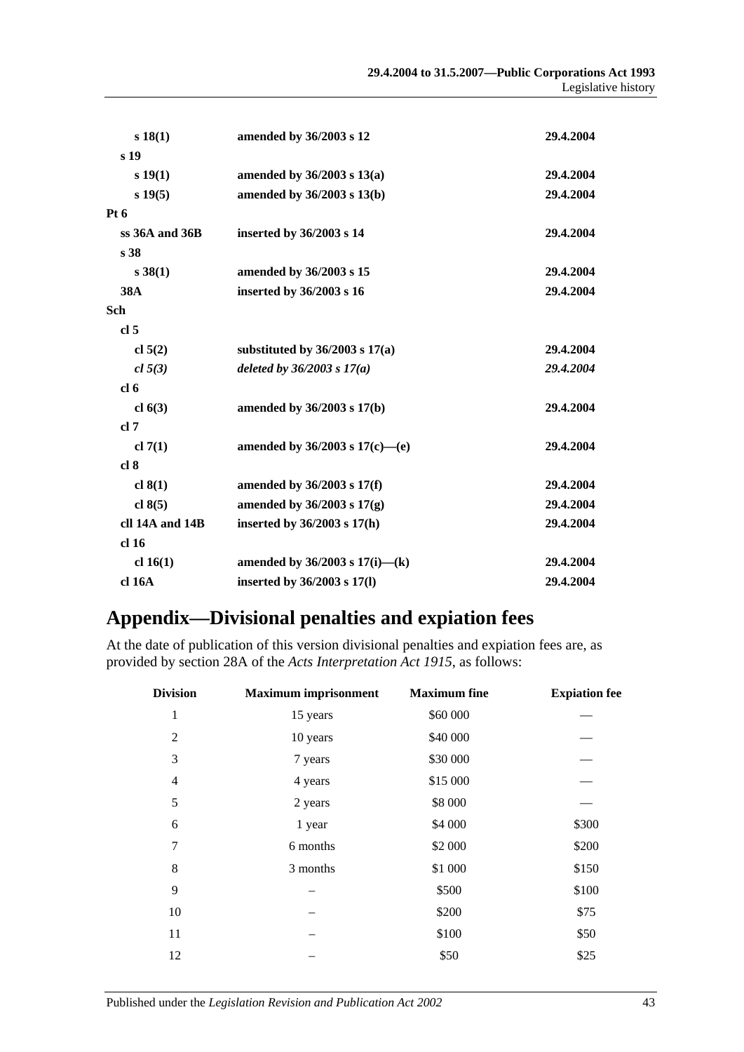| | | |
|---|---|---|
| **s 18(1)** | **amended by 36/2003 s 12** | **29.4.2004** |
| **s 19** | | |
| **s 19(1)** | **amended by 36/2003 s 13(a)** | **29.4.2004** |
| **s 19(5)** | **amended by 36/2003 s 13(b)** | **29.4.2004** |
| **Pt 6** | | |
| **ss 36A and 36B** | **inserted by 36/2003 s 14** | **29.4.2004** |
| **s 38** | | |
| **s 38(1)** | **amended by 36/2003 s 15** | **29.4.2004** |
| **38A** | **inserted by 36/2003 s 16** | **29.4.2004** |
| **Sch** | | |
| **cl 5** | | |
| **cl 5(2)** | **substituted by 36/2003 s 17(a)** | **29.4.2004** |
| ***cl 5(3)*** | ***deleted by 36/2003 s 17(a)*** | ***29.4.2004*** |
| **cl 6** | | |
| **cl 6(3)** | **amended by 36/2003 s 17(b)** | **29.4.2004** |
| **cl 7** | | |
| **cl 7(1)** | **amended by 36/2003 s 17(c)—(e)** | **29.4.2004** |
| **cl 8** | | |
| **cl 8(1)** | **amended by 36/2003 s 17(f)** | **29.4.2004** |
| **cl 8(5)** | **amended by 36/2003 s 17(g)** | **29.4.2004** |
| **cll 14A and 14B** | **inserted by 36/2003 s 17(h)** | **29.4.2004** |
| **cl 16** | | |
| **cl 16(1)** | **amended by 36/2003 s 17(i)—(k)** | **29.4.2004** |
| **cl 16A** | **inserted by 36/2003 s 17(l)** | **29.4.2004** |

# Appendix—Divisional penalties and expiation fees

At the date of publication of this version divisional penalties and expiation fees are, as provided by section 28A of the *Acts Interpretation Act 1915*, as follows:

| Division | Maximum imprisonment | Maximum fine | Expiation fee |
|---|---|---|---|
| 1 | 15 years | \$60 000 | — |
| 2 | 10 years | \$40 000 | — |
| 3 | 7 years | \$30 000 | — |
| 4 | 4 years | \$15 000 | — |
| 5 | 2 years | \$8 000 | — |
| 6 | 1 year | \$4 000 | \$300 |
| 7 | 6 months | \$2 000 | \$200 |
| 8 | 3 months | \$1 000 | \$150 |
| 9 | – | \$500 | \$100 |
| 10 | – | \$200 | \$75 |
| 11 | – | \$100 | \$50 |
| 12 | – | \$50 | \$25 |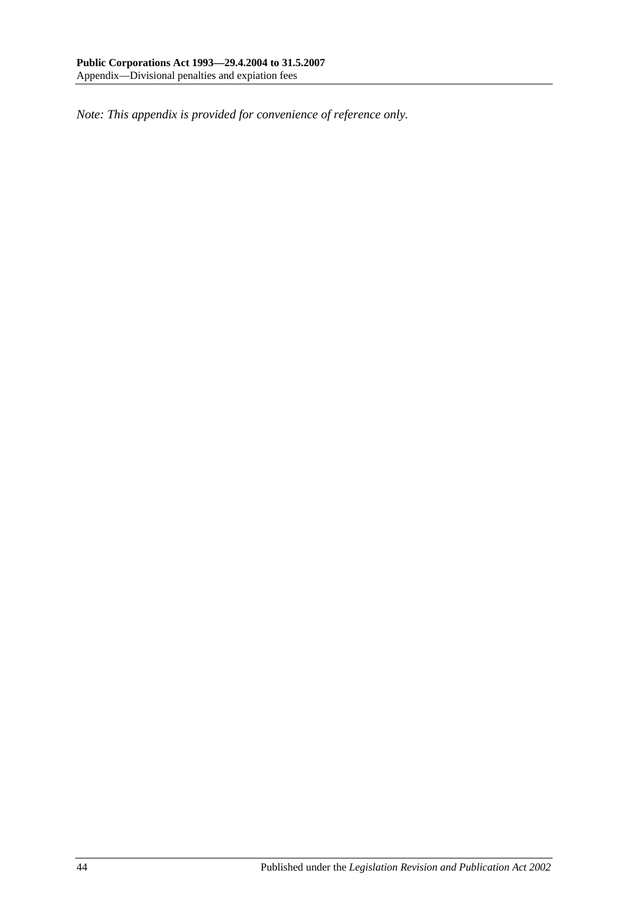*Note: This appendix is provided for convenience of reference only.*